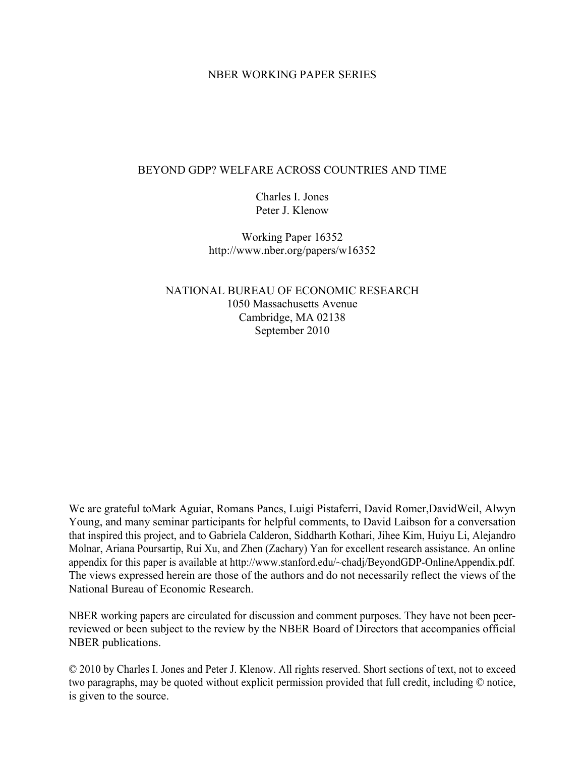NBER WORKING PAPER SERIES

# BEYOND GDP? WELFARE ACROSS COUNTRIES AND TIME

Charles I. Jones
Peter J. Klenow

Working Paper 16352
http://www.nber.org/papers/w16352

NATIONAL BUREAU OF ECONOMIC RESEARCH
1050 Massachusetts Avenue
Cambridge, MA 02138
September 2010

We are grateful toMark Aguiar, Romans Pancs, Luigi Pistaferri, David Romer,DavidWeil, Alwyn Young, and many seminar participants for helpful comments, to David Laibson for a conversation that inspired this project, and to Gabriela Calderon, Siddharth Kothari, Jihee Kim, Huiyu Li, Alejandro Molnar, Ariana Poursartip, Rui Xu, and Zhen (Zachary) Yan for excellent research assistance. An online appendix for this paper is available at http://www.stanford.edu/~chadj/BeyondGDP-OnlineAppendix.pdf. The views expressed herein are those of the authors and do not necessarily reflect the views of the National Bureau of Economic Research.

NBER working papers are circulated for discussion and comment purposes. They have not been peer-reviewed or been subject to the review by the NBER Board of Directors that accompanies official NBER publications.

© 2010 by Charles I. Jones and Peter J. Klenow. All rights reserved. Short sections of text, not to exceed two paragraphs, may be quoted without explicit permission provided that full credit, including © notice, is given to the source.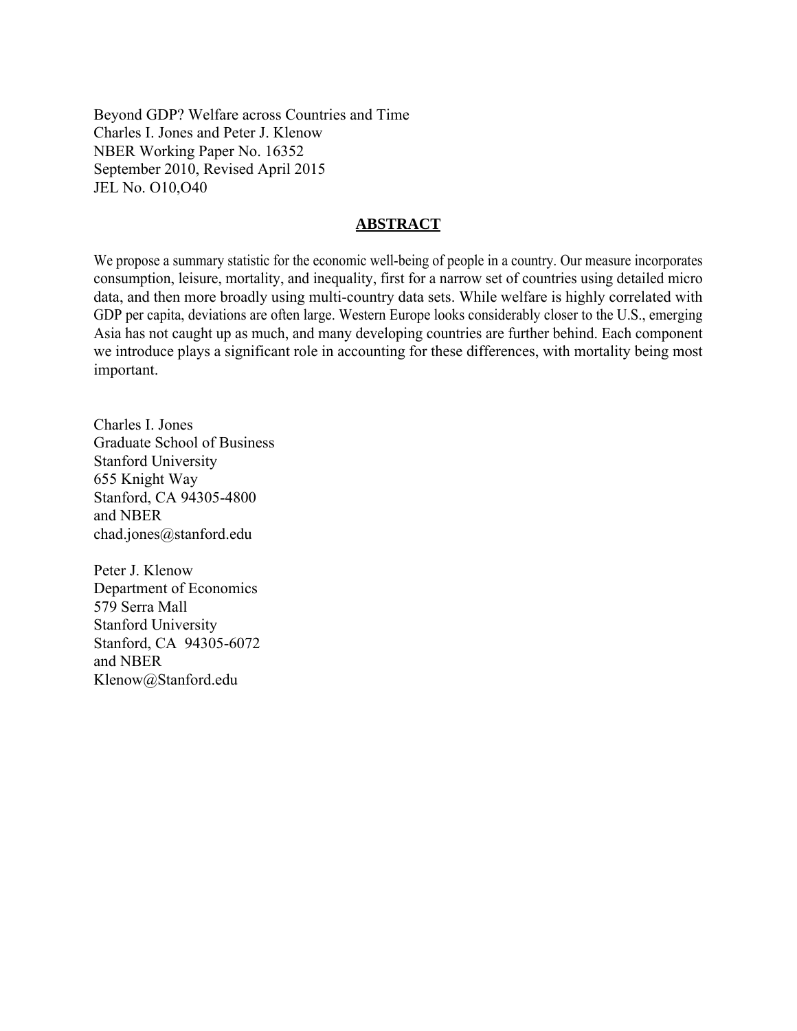Beyond GDP? Welfare across Countries and Time
Charles I. Jones and Peter J. Klenow
NBER Working Paper No. 16352
September 2010, Revised April 2015
JEL No. O10,O40

## ABSTRACT

We propose a summary statistic for the economic well-being of people in a country. Our measure incorporates consumption, leisure, mortality, and inequality, first for a narrow set of countries using detailed micro data, and then more broadly using multi-country data sets. While welfare is highly correlated with GDP per capita, deviations are often large. Western Europe looks considerably closer to the U.S., emerging Asia has not caught up as much, and many developing countries are further behind. Each component we introduce plays a significant role in accounting for these differences, with mortality being most important.

Charles I. Jones
Graduate School of Business
Stanford University
655 Knight Way
Stanford, CA 94305-4800
and NBER
chad.jones@stanford.edu

Peter J. Klenow
Department of Economics
579 Serra Mall
Stanford University
Stanford, CA 94305-6072
and NBER
Klenow@Stanford.edu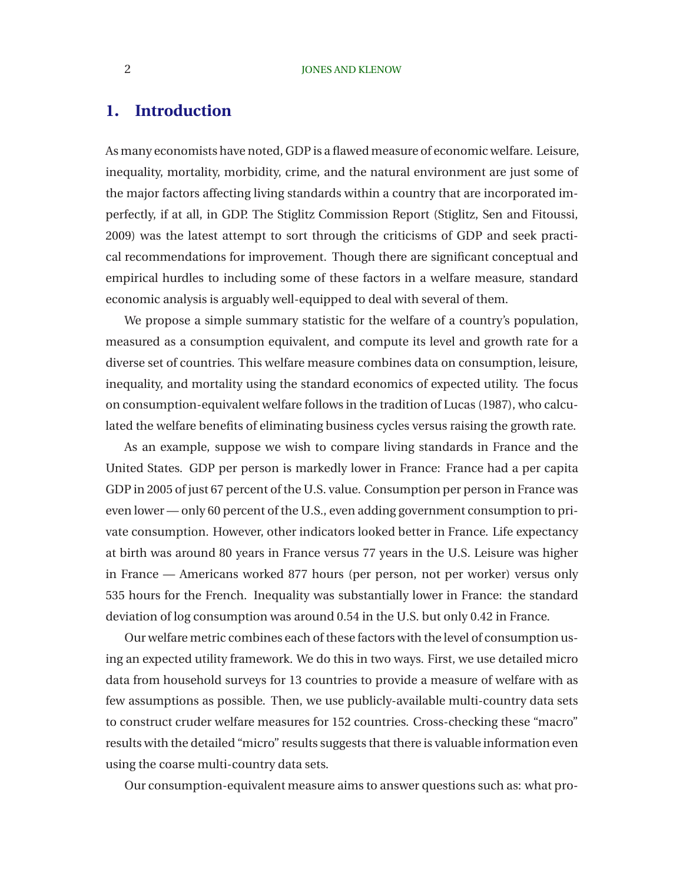## 1. Introduction

As many economists have noted, GDP is a flawed measure of economic welfare. Leisure, inequality, mortality, morbidity, crime, and the natural environment are just some of the major factors affecting living standards within a country that are incorporated imperfectly, if at all, in GDP. The Stiglitz Commission Report (Stiglitz, Sen and Fitoussi, 2009) was the latest attempt to sort through the criticisms of GDP and seek practical recommendations for improvement. Though there are significant conceptual and empirical hurdles to including some of these factors in a welfare measure, standard economic analysis is arguably well-equipped to deal with several of them.

We propose a simple summary statistic for the welfare of a country's population, measured as a consumption equivalent, and compute its level and growth rate for a diverse set of countries. This welfare measure combines data on consumption, leisure, inequality, and mortality using the standard economics of expected utility. The focus on consumption-equivalent welfare follows in the tradition of Lucas (1987), who calculated the welfare benefits of eliminating business cycles versus raising the growth rate.

As an example, suppose we wish to compare living standards in France and the United States. GDP per person is markedly lower in France: France had a per capita GDP in 2005 of just 67 percent of the U.S. value. Consumption per person in France was even lower — only 60 percent of the U.S., even adding government consumption to private consumption. However, other indicators looked better in France. Life expectancy at birth was around 80 years in France versus 77 years in the U.S. Leisure was higher in France — Americans worked 877 hours (per person, not per worker) versus only 535 hours for the French. Inequality was substantially lower in France: the standard deviation of log consumption was around 0.54 in the U.S. but only 0.42 in France.

Our welfare metric combines each of these factors with the level of consumption using an expected utility framework. We do this in two ways. First, we use detailed micro data from household surveys for 13 countries to provide a measure of welfare with as few assumptions as possible. Then, we use publicly-available multi-country data sets to construct cruder welfare measures for 152 countries. Cross-checking these "macro" results with the detailed "micro" results suggests that there is valuable information even using the coarse multi-country data sets.

Our consumption-equivalent measure aims to answer questions such as: what pro-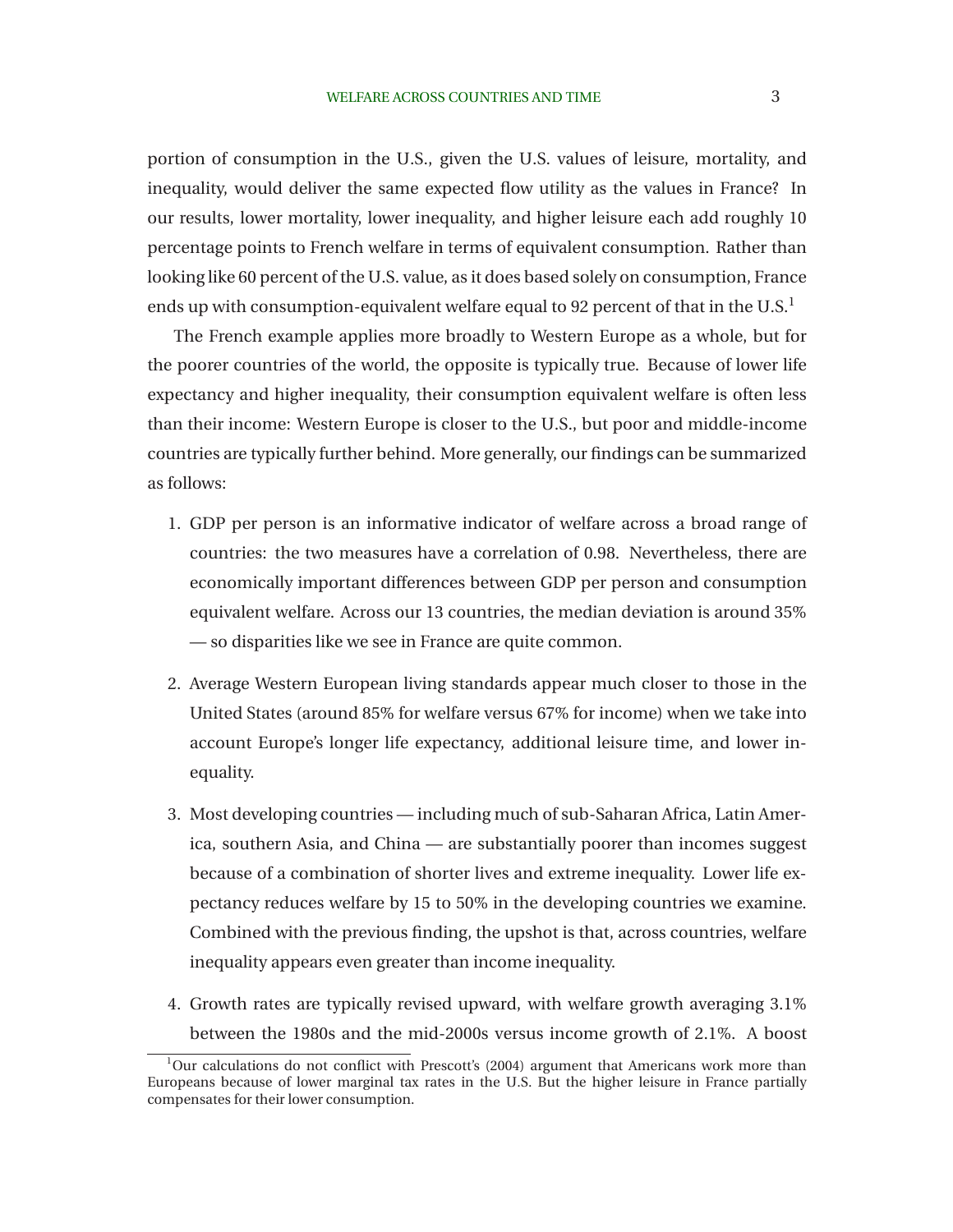portion of consumption in the U.S., given the U.S. values of leisure, mortality, and inequality, would deliver the same expected flow utility as the values in France? In our results, lower mortality, lower inequality, and higher leisure each add roughly 10 percentage points to French welfare in terms of equivalent consumption. Rather than looking like 60 percent of the U.S. value, as it does based solely on consumption, France ends up with consumption-equivalent welfare equal to 92 percent of that in the U.S.[1]

The French example applies more broadly to Western Europe as a whole, but for the poorer countries of the world, the opposite is typically true. Because of lower life expectancy and higher inequality, their consumption equivalent welfare is often less than their income: Western Europe is closer to the U.S., but poor and middle-income countries are typically further behind. More generally, our findings can be summarized as follows:

1. GDP per person is an informative indicator of welfare across a broad range of countries: the two measures have a correlation of 0.98. Nevertheless, there are economically important differences between GDP per person and consumption equivalent welfare. Across our 13 countries, the median deviation is around 35% — so disparities like we see in France are quite common.

2. Average Western European living standards appear much closer to those in the United States (around 85% for welfare versus 67% for income) when we take into account Europe's longer life expectancy, additional leisure time, and lower inequality.

3. Most developing countries — including much of sub-Saharan Africa, Latin America, southern Asia, and China — are substantially poorer than incomes suggest because of a combination of shorter lives and extreme inequality. Lower life expectancy reduces welfare by 15 to 50% in the developing countries we examine. Combined with the previous finding, the upshot is that, across countries, welfare inequality appears even greater than income inequality.

4. Growth rates are typically revised upward, with welfare growth averaging 3.1% between the 1980s and the mid-2000s versus income growth of 2.1%. A boost

[1] Our calculations do not conflict with Prescott's (2004) argument that Americans work more than Europeans because of lower marginal tax rates in the U.S. But the higher leisure in France partially compensates for their lower consumption.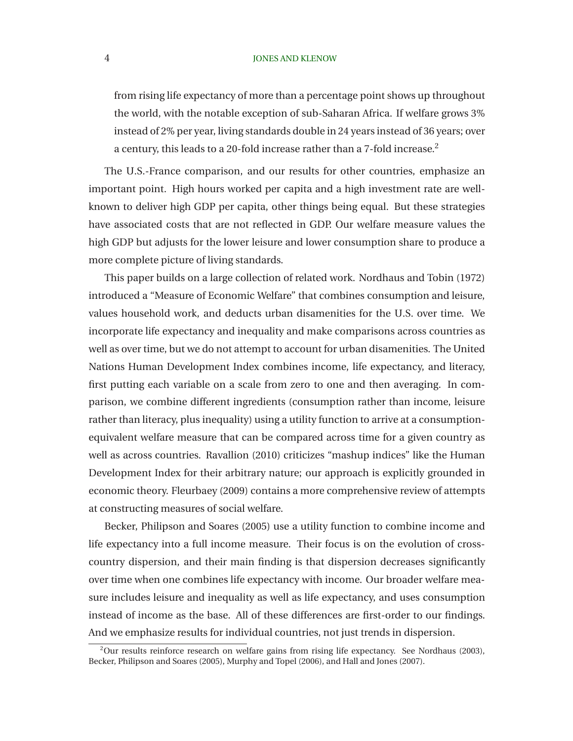from rising life expectancy of more than a percentage point shows up throughout the world, with the notable exception of sub-Saharan Africa. If welfare grows 3% instead of 2% per year, living standards double in 24 years instead of 36 years; over a century, this leads to a 20-fold increase rather than a 7-fold increase.[2]

The U.S.-France comparison, and our results for other countries, emphasize an important point. High hours worked per capita and a high investment rate are well-known to deliver high GDP per capita, other things being equal. But these strategies have associated costs that are not reflected in GDP. Our welfare measure values the high GDP but adjusts for the lower leisure and lower consumption share to produce a more complete picture of living standards.

This paper builds on a large collection of related work. Nordhaus and Tobin (1972) introduced a "Measure of Economic Welfare" that combines consumption and leisure, values household work, and deducts urban disamenities for the U.S. over time. We incorporate life expectancy and inequality and make comparisons across countries as well as over time, but we do not attempt to account for urban disamenities. The United Nations Human Development Index combines income, life expectancy, and literacy, first putting each variable on a scale from zero to one and then averaging. In comparison, we combine different ingredients (consumption rather than income, leisure rather than literacy, plus inequality) using a utility function to arrive at a consumption-equivalent welfare measure that can be compared across time for a given country as well as across countries. Ravallion (2010) criticizes "mashup indices" like the Human Development Index for their arbitrary nature; our approach is explicitly grounded in economic theory. Fleurbaey (2009) contains a more comprehensive review of attempts at constructing measures of social welfare.

Becker, Philipson and Soares (2005) use a utility function to combine income and life expectancy into a full income measure. Their focus is on the evolution of cross-country dispersion, and their main finding is that dispersion decreases significantly over time when one combines life expectancy with income. Our broader welfare measure includes leisure and inequality as well as life expectancy, and uses consumption instead of income as the base. All of these differences are first-order to our findings. And we emphasize results for individual countries, not just trends in dispersion.

[2]Our results reinforce research on welfare gains from rising life expectancy. See Nordhaus (2003), Becker, Philipson and Soares (2005), Murphy and Topel (2006), and Hall and Jones (2007).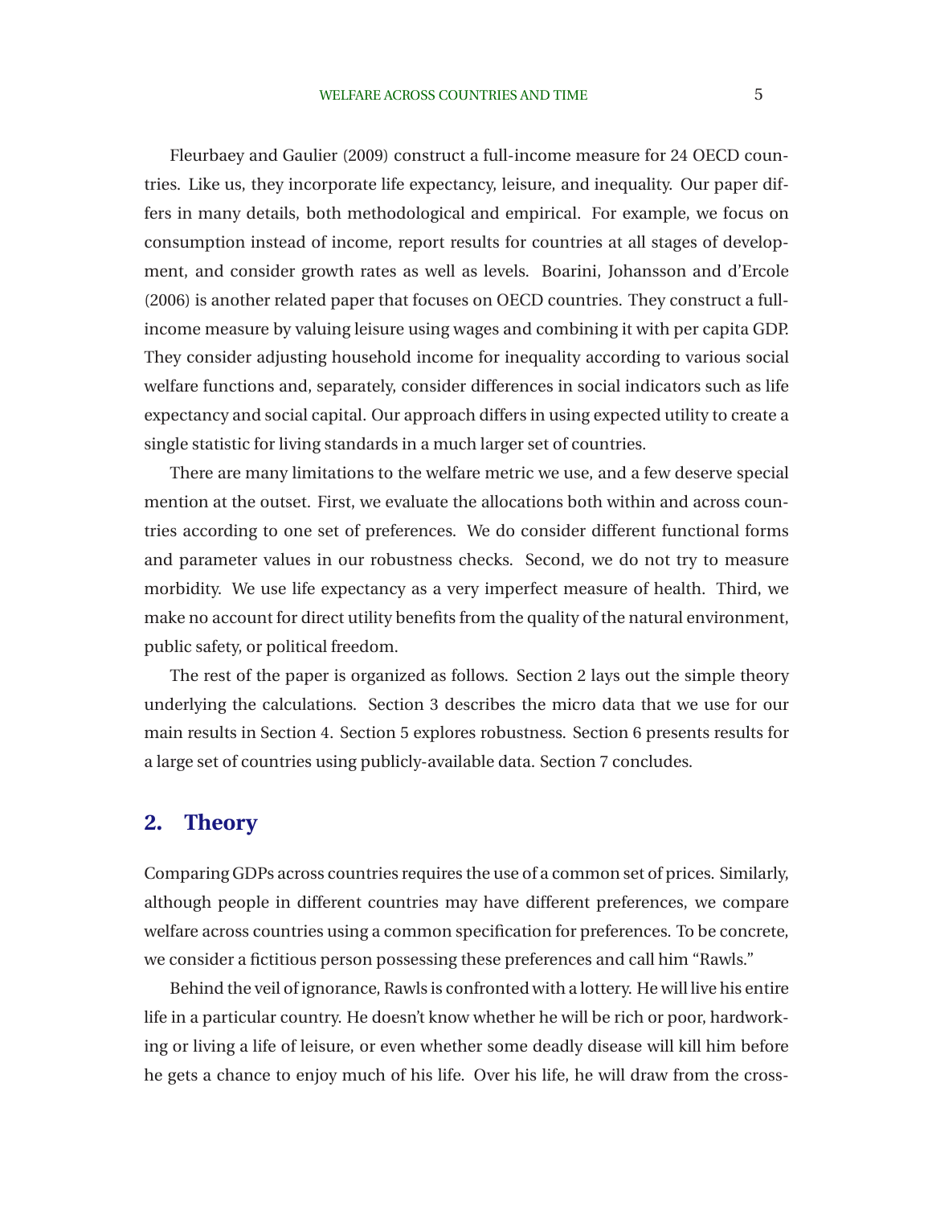Fleurbaey and Gaulier (2009) construct a full-income measure for 24 OECD countries. Like us, they incorporate life expectancy, leisure, and inequality. Our paper differs in many details, both methodological and empirical. For example, we focus on consumption instead of income, report results for countries at all stages of development, and consider growth rates as well as levels. Boarini, Johansson and d'Ercole (2006) is another related paper that focuses on OECD countries. They construct a full-income measure by valuing leisure using wages and combining it with per capita GDP. They consider adjusting household income for inequality according to various social welfare functions and, separately, consider differences in social indicators such as life expectancy and social capital. Our approach differs in using expected utility to create a single statistic for living standards in a much larger set of countries.

There are many limitations to the welfare metric we use, and a few deserve special mention at the outset. First, we evaluate the allocations both within and across countries according to one set of preferences. We do consider different functional forms and parameter values in our robustness checks. Second, we do not try to measure morbidity. We use life expectancy as a very imperfect measure of health. Third, we make no account for direct utility benefits from the quality of the natural environment, public safety, or political freedom.

The rest of the paper is organized as follows. Section 2 lays out the simple theory underlying the calculations. Section 3 describes the micro data that we use for our main results in Section 4. Section 5 explores robustness. Section 6 presents results for a large set of countries using publicly-available data. Section 7 concludes.

## 2. Theory

Comparing GDPs across countries requires the use of a common set of prices. Similarly, although people in different countries may have different preferences, we compare welfare across countries using a common specification for preferences. To be concrete, we consider a fictitious person possessing these preferences and call him "Rawls."

Behind the veil of ignorance, Rawls is confronted with a lottery. He will live his entire life in a particular country. He doesn't know whether he will be rich or poor, hardworking or living a life of leisure, or even whether some deadly disease will kill him before he gets a chance to enjoy much of his life. Over his life, he will draw from the cross-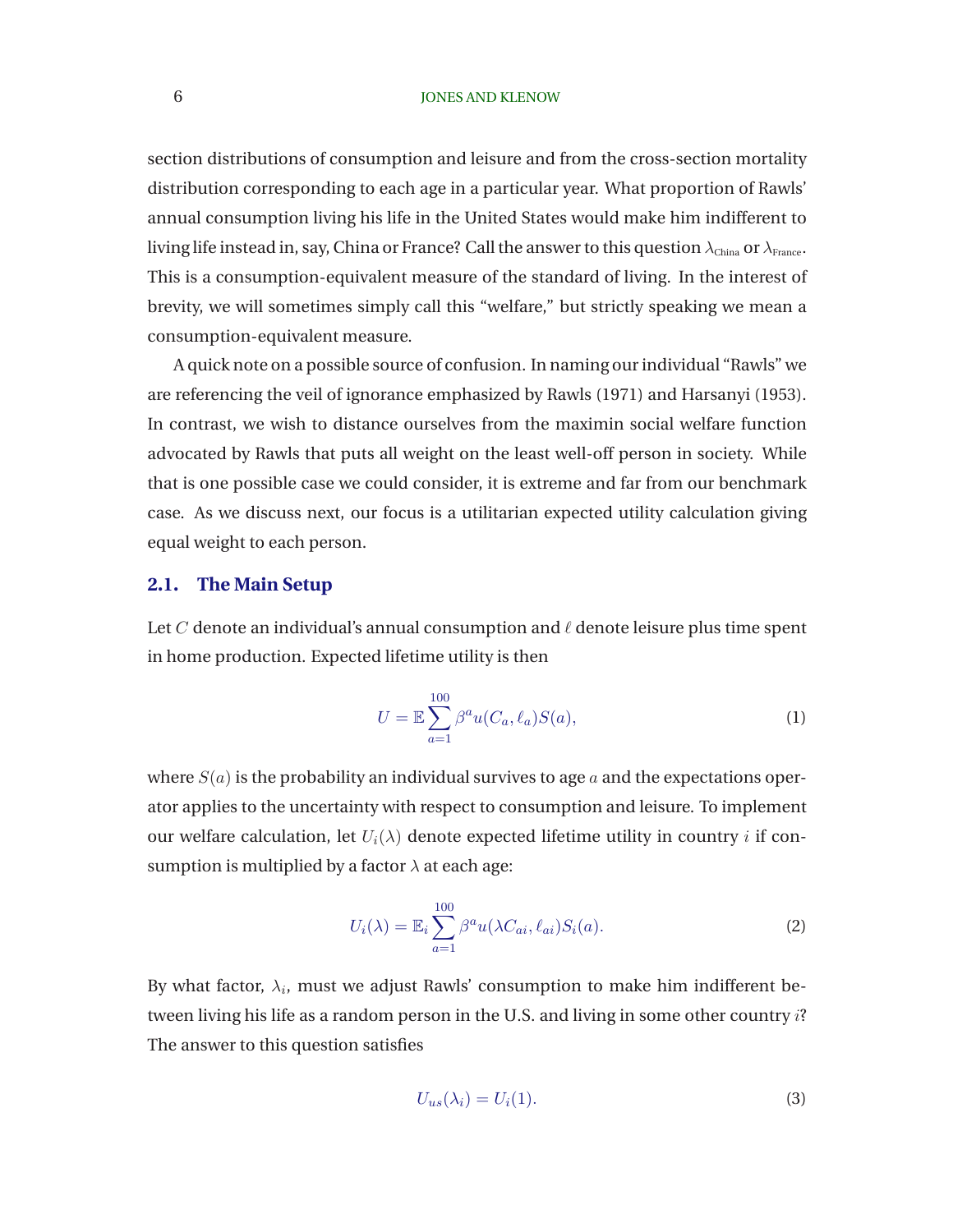section distributions of consumption and leisure and from the cross-section mortality distribution corresponding to each age in a particular year. What proportion of Rawls' annual consumption living his life in the United States would make him indifferent to living life instead in, say, China or France? Call the answer to this question $\lambda_{\text{China}}$ or $\lambda_{\text{France}}$. This is a consumption-equivalent measure of the standard of living. In the interest of brevity, we will sometimes simply call this "welfare," but strictly speaking we mean a consumption-equivalent measure.

A quick note on a possible source of confusion. In naming our individual "Rawls" we are referencing the veil of ignorance emphasized by Rawls (1971) and Harsanyi (1953). In contrast, we wish to distance ourselves from the maximin social welfare function advocated by Rawls that puts all weight on the least well-off person in society. While that is one possible case we could consider, it is extreme and far from our benchmark case. As we discuss next, our focus is a utilitarian expected utility calculation giving equal weight to each person.

## 2.1. The Main Setup

Let $C$ denote an individual's annual consumption and $\ell$ denote leisure plus time spent in home production. Expected lifetime utility is then

$$U = \mathbb{E}\sum_{a=1}^{100} \beta^a u(C_a, \ell_a) S(a), \tag{1}$$

where $S(a)$ is the probability an individual survives to age $a$ and the expectations operator applies to the uncertainty with respect to consumption and leisure. To implement our welfare calculation, let $U_i(\lambda)$ denote expected lifetime utility in country $i$ if consumption is multiplied by a factor $\lambda$ at each age:

$$U_i(\lambda) = \mathbb{E}_i \sum_{a=1}^{100} \beta^a u(\lambda C_{ai}, \ell_{ai}) S_i(a). \tag{2}$$

By what factor, $\lambda_i$, must we adjust Rawls' consumption to make him indifferent between living his life as a random person in the U.S. and living in some other country $i$? The answer to this question satisfies

$$U_{us}(\lambda_i) = U_i(1). \tag{3}$$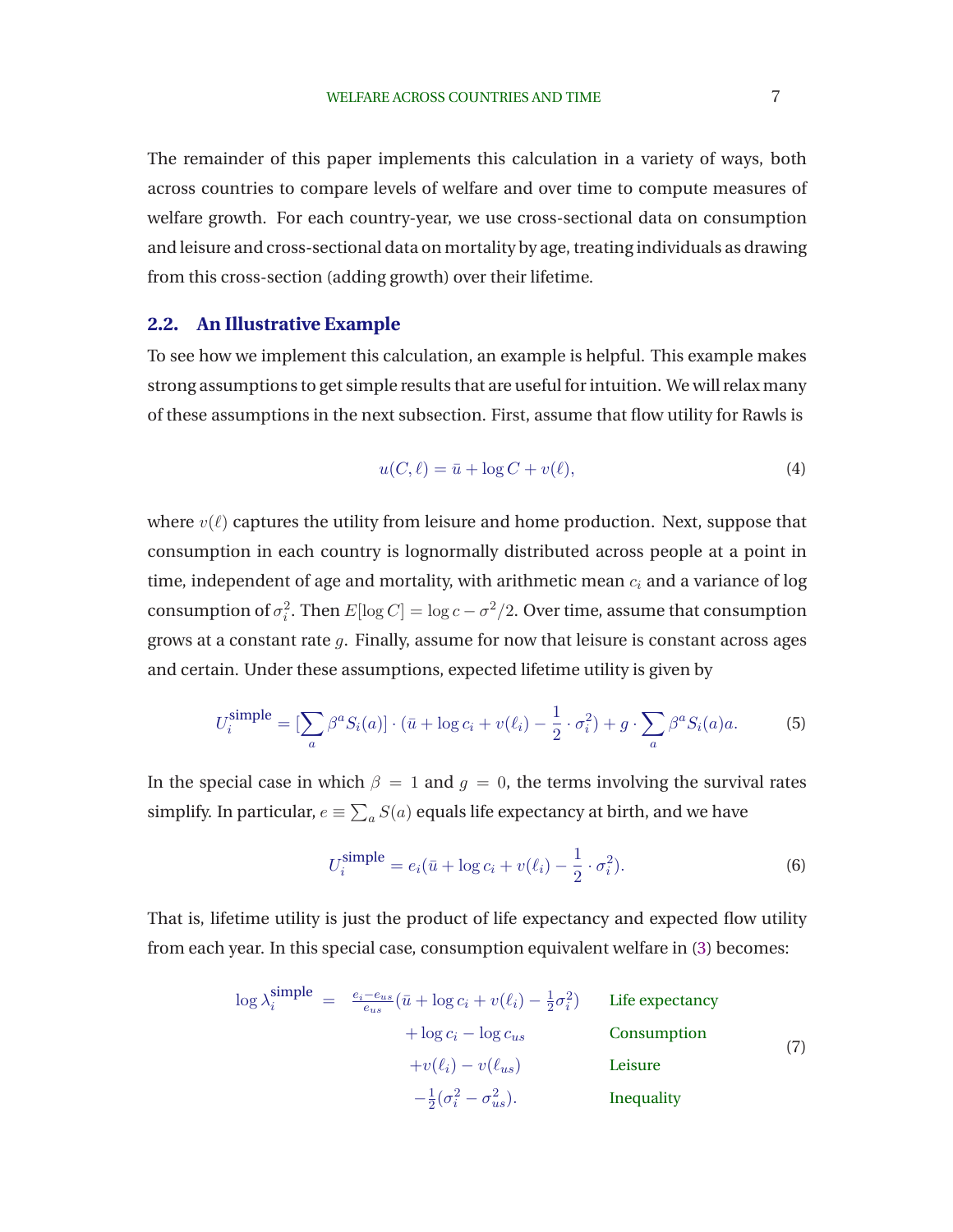The remainder of this paper implements this calculation in a variety of ways, both across countries to compare levels of welfare and over time to compute measures of welfare growth. For each country-year, we use cross-sectional data on consumption and leisure and cross-sectional data on mortality by age, treating individuals as drawing from this cross-section (adding growth) over their lifetime.

### 2.2. An Illustrative Example

To see how we implement this calculation, an example is helpful. This example makes strong assumptions to get simple results that are useful for intuition. We will relax many of these assumptions in the next subsection. First, assume that flow utility for Rawls is

$$u(C,\ell) = \bar{u} + \log C + v(\ell), \tag{4}$$

where $v(\ell)$ captures the utility from leisure and home production. Next, suppose that consumption in each country is lognormally distributed across people at a point in time, independent of age and mortality, with arithmetic mean $c_i$ and a variance of log consumption of $\sigma_i^2$. Then $E[\log C] = \log c - \sigma^2/2$. Over time, assume that consumption grows at a constant rate $g$. Finally, assume for now that leisure is constant across ages and certain. Under these assumptions, expected lifetime utility is given by

$$U_i^{\text{simple}} = [\sum_a \beta^a S_i(a)] \cdot (\bar{u} + \log c_i + v(\ell_i) - \frac{1}{2} \cdot \sigma_i^2) + g \cdot \sum_a \beta^a S_i(a) a. \tag{5}$$

In the special case in which $\beta = 1$ and $g = 0$, the terms involving the survival rates simplify. In particular, $e \equiv \sum_a S(a)$ equals life expectancy at birth, and we have

$$U_i^{\text{simple}} = e_i(\bar{u} + \log c_i + v(\ell_i) - \frac{1}{2} \cdot \sigma_i^2). \tag{6}$$

That is, lifetime utility is just the product of life expectancy and expected flow utility from each year. In this special case, consumption equivalent welfare in (3) becomes:

$$\begin{aligned}
\log \lambda_i^{\text{simple}} \;=\;& \tfrac{e_i - e_{us}}{e_{us}}(\bar{u} + \log c_i + v(\ell_i) - \tfrac{1}{2}\sigma_i^2) && \text{Life expectancy} \\
&+ \log c_i - \log c_{us} && \text{Consumption} \\
&+ v(\ell_i) - v(\ell_{us}) && \text{Leisure} \\
&- \tfrac{1}{2}(\sigma_i^2 - \sigma_{us}^2). && \text{Inequality}
\end{aligned} \tag{7}$$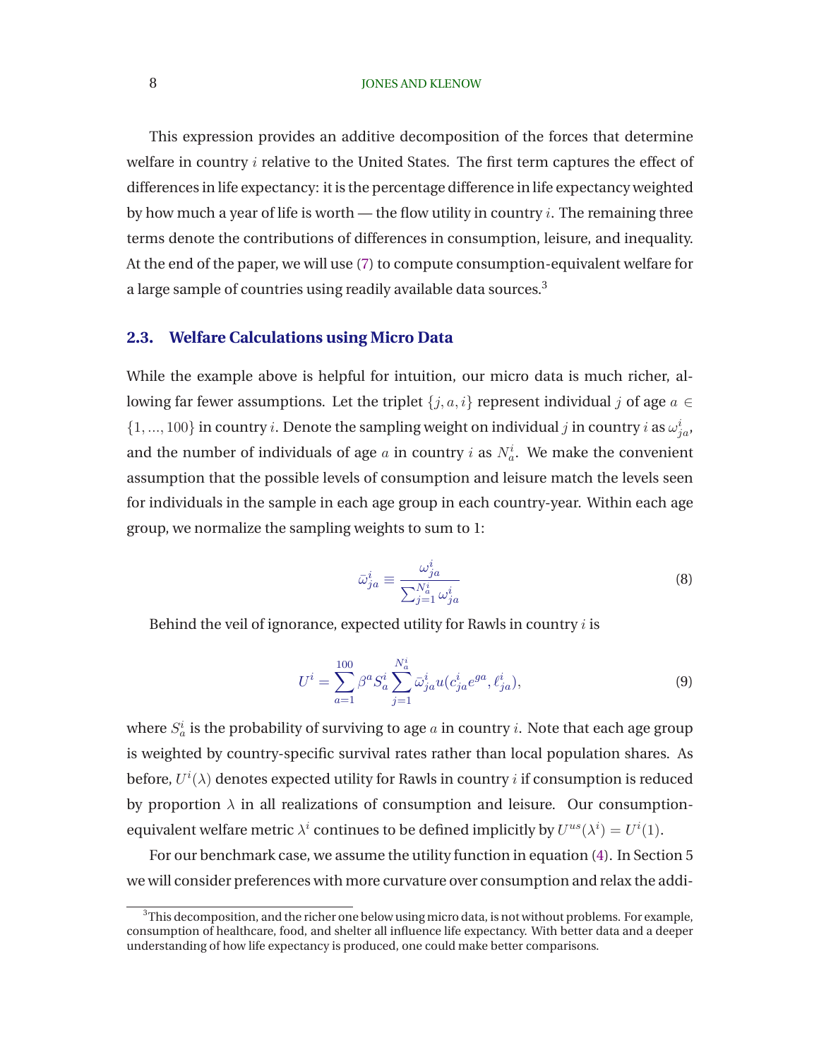This expression provides an additive decomposition of the forces that determine welfare in country $i$ relative to the United States. The first term captures the effect of differences in life expectancy: it is the percentage difference in life expectancy weighted by how much a year of life is worth — the flow utility in country $i$. The remaining three terms denote the contributions of differences in consumption, leisure, and inequality. At the end of the paper, we will use (7) to compute consumption-equivalent welfare for a large sample of countries using readily available data sources.[3]

### 2.3. Welfare Calculations using Micro Data

While the example above is helpful for intuition, our micro data is much richer, allowing far fewer assumptions. Let the triplet $\{j, a, i\}$ represent individual $j$ of age $a \in \{1, ..., 100\}$ in country $i$. Denote the sampling weight on individual $j$ in country $i$ as $\omega^i_{ja}$, and the number of individuals of age $a$ in country $i$ as $N^i_a$. We make the convenient assumption that the possible levels of consumption and leisure match the levels seen for individuals in the sample in each age group in each country-year. Within each age group, we normalize the sampling weights to sum to 1:

$$\bar{\omega}^i_{ja} \equiv \frac{\omega^i_{ja}}{\sum_{j=1}^{N^i_a} \omega^i_{ja}} \tag{8}$$

Behind the veil of ignorance, expected utility for Rawls in country $i$ is

$$U^i = \sum_{a=1}^{100} \beta^a S^i_a \sum_{j=1}^{N^i_a} \bar{\omega}^i_{ja} u(c^i_{ja} e^{ga}, \ell^i_{ja}), \tag{9}$$

where $S^i_a$ is the probability of surviving to age $a$ in country $i$. Note that each age group is weighted by country-specific survival rates rather than local population shares. As before, $U^i(\lambda)$ denotes expected utility for Rawls in country $i$ if consumption is reduced by proportion $\lambda$ in all realizations of consumption and leisure. Our consumption-equivalent welfare metric $\lambda^i$ continues to be defined implicitly by $U^{us}(\lambda^i) = U^i(1)$.

For our benchmark case, we assume the utility function in equation (4). In Section 5 we will consider preferences with more curvature over consumption and relax the addi-

[3] This decomposition, and the richer one below using micro data, is not without problems. For example, consumption of healthcare, food, and shelter all influence life expectancy. With better data and a deeper understanding of how life expectancy is produced, one could make better comparisons.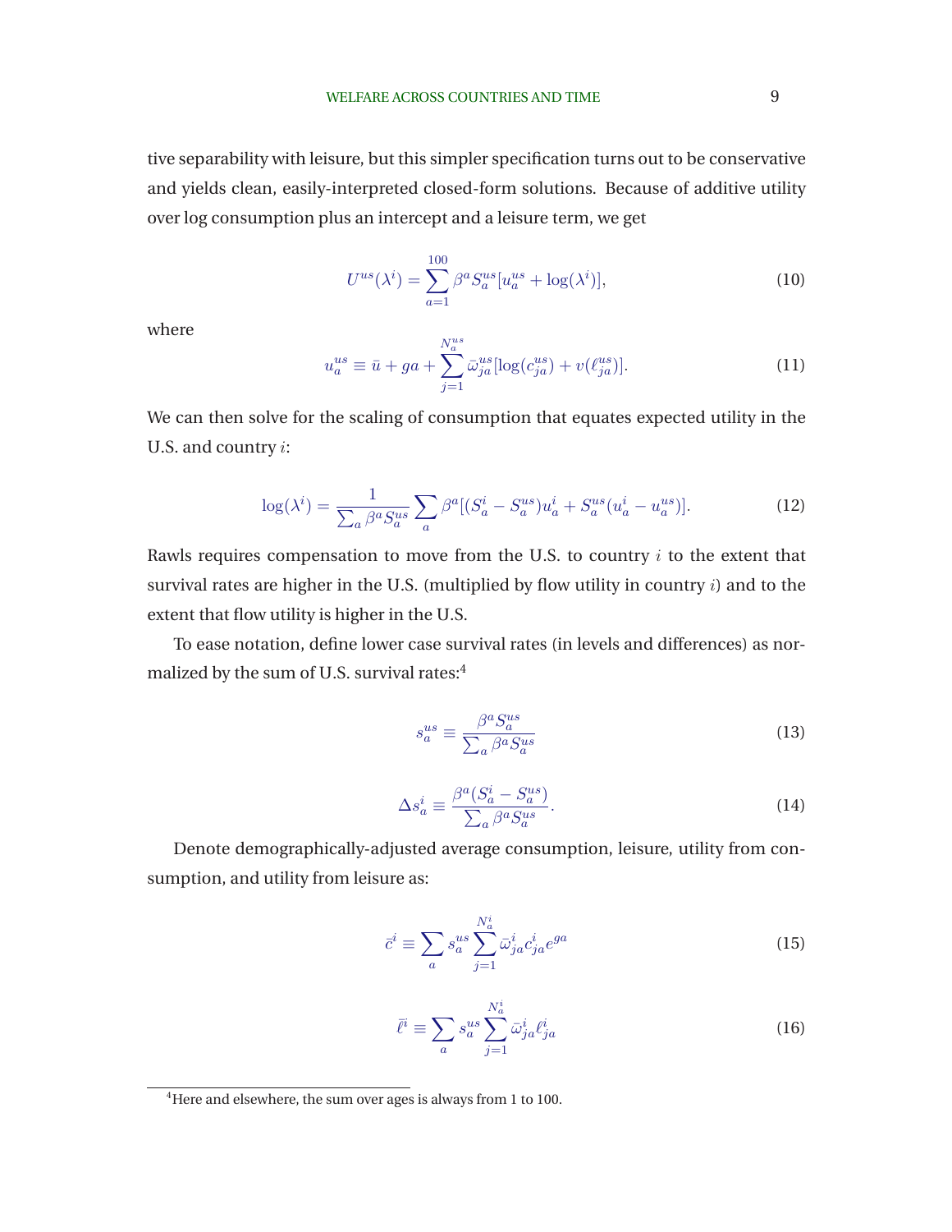tive separability with leisure, but this simpler specification turns out to be conservative and yields clean, easily-interpreted closed-form solutions. Because of additive utility over log consumption plus an intercept and a leisure term, we get

$$U^{us}(\lambda^i) = \sum_{a=1}^{100} \beta^a S_a^{us}[u_a^{us} + \log(\lambda^i)], \tag{10}$$

where

$$u_a^{us} \equiv \bar{u} + ga + \sum_{j=1}^{N_a^{us}} \bar{\omega}_{ja}^{us}[\log(c_{ja}^{us}) + v(\ell_{ja}^{us})]. \tag{11}$$

We can then solve for the scaling of consumption that equates expected utility in the U.S. and country $i$:

$$\log(\lambda^i) = \frac{1}{\sum_a \beta^a S_a^{us}} \sum_a \beta^a[(S_a^i - S_a^{us})u_a^i + S_a^{us}(u_a^i - u_a^{us})]. \tag{12}$$

Rawls requires compensation to move from the U.S. to country $i$ to the extent that survival rates are higher in the U.S. (multiplied by flow utility in country $i$) and to the extent that flow utility is higher in the U.S.

To ease notation, define lower case survival rates (in levels and differences) as normalized by the sum of U.S. survival rates:[4]

$$s_a^{us} \equiv \frac{\beta^a S_a^{us}}{\sum_a \beta^a S_a^{us}} \tag{13}$$

$$\Delta s_a^i \equiv \frac{\beta^a (S_a^i - S_a^{us})}{\sum_a \beta^a S_a^{us}}. \tag{14}$$

Denote demographically-adjusted average consumption, leisure, utility from consumption, and utility from leisure as:

$$\bar{c}^i \equiv \sum_a s_a^{us} \sum_{j=1}^{N_a^i} \bar{\omega}_{ja}^i c_{ja}^i e^{ga} \tag{15}$$

$$\bar{\ell}^i \equiv \sum_a s_a^{us} \sum_{j=1}^{N_a^i} \bar{\omega}_{ja}^i \ell_{ja}^i \tag{16}$$

[4]Here and elsewhere, the sum over ages is always from 1 to 100.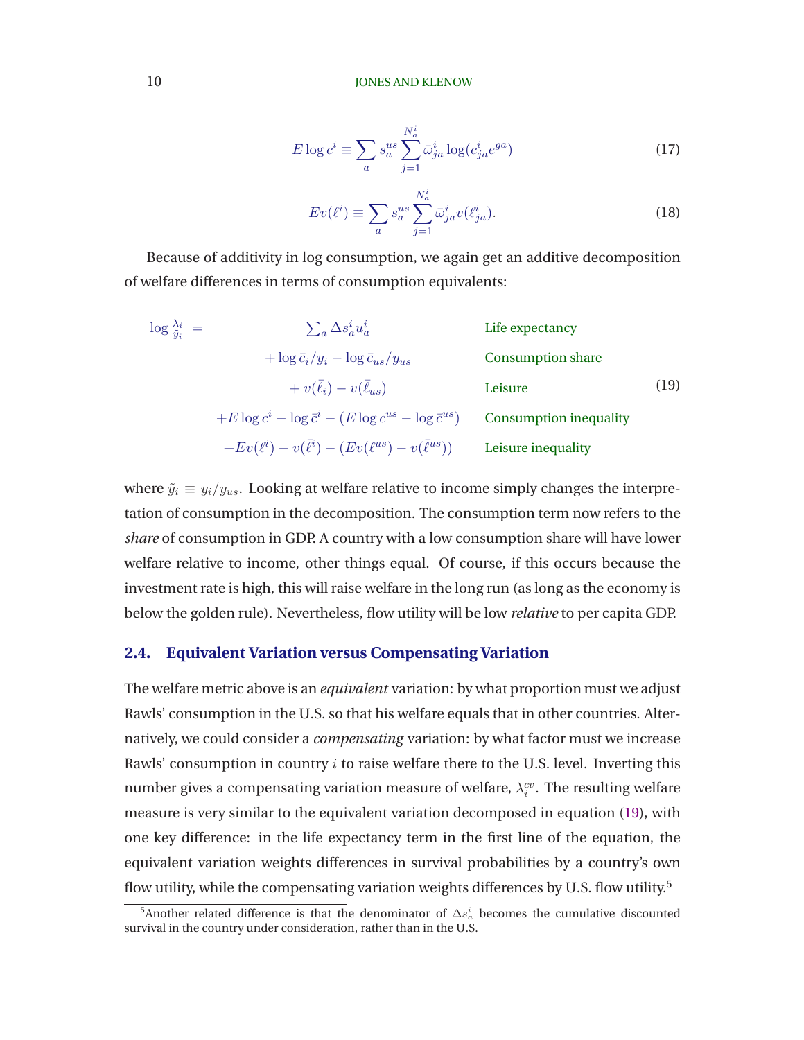$$E \log c^i \equiv \sum_a s_a^{us} \sum_{j=1}^{N_a^i} \bar{\omega}_{ja}^i \log(c_{ja}^i e^{ga}) \tag{17}$$

$$Ev(\ell^i) \equiv \sum_a s_a^{us} \sum_{j=1}^{N_a^i} \bar{\omega}_{ja}^i v(\ell_{ja}^i). \tag{18}$$

Because of additivity in log consumption, we again get an additive decomposition of welfare differences in terms of consumption equivalents:

$$\begin{aligned}
\log \frac{\lambda_i}{\tilde{y}_i} \;=\; & \sum_a \Delta s_a^i u_a^i && \text{Life expectancy} \\
& + \log \bar{c}_i / y_i - \log \bar{c}_{us} / y_{us} && \text{Consumption share} \\
& + v(\bar{\ell}_i) - v(\bar{\ell}_{us}) && \text{Leisure} \\
& + E \log c^i - \log \bar{c}^i - (E \log c^{us} - \log \bar{c}^{us}) && \text{Consumption inequality} \\
& + Ev(\ell^i) - v(\bar{\ell}^i) - (Ev(\ell^{us}) - v(\bar{\ell}^{us})) && \text{Leisure inequality}
\end{aligned} \tag{19}$$

where $\tilde{y}_i \equiv y_i / y_{us}$. Looking at welfare relative to income simply changes the interpretation of consumption in the decomposition. The consumption term now refers to the *share* of consumption in GDP. A country with a low consumption share will have lower welfare relative to income, other things equal. Of course, if this occurs because the investment rate is high, this will raise welfare in the long run (as long as the economy is below the golden rule). Nevertheless, flow utility will be low *relative* to per capita GDP.

### 2.4. Equivalent Variation versus Compensating Variation

The welfare metric above is an *equivalent* variation: by what proportion must we adjust Rawls' consumption in the U.S. so that his welfare equals that in other countries. Alternatively, we could consider a *compensating* variation: by what factor must we increase Rawls' consumption in country $i$ to raise welfare there to the U.S. level. Inverting this number gives a compensating variation measure of welfare, $\lambda_i^{cv}$. The resulting welfare measure is very similar to the equivalent variation decomposed in equation (19), with one key difference: in the life expectancy term in the first line of the equation, the equivalent variation weights differences in survival probabilities by a country's own flow utility, while the compensating variation weights differences by U.S. flow utility.[5]

[5] Another related difference is that the denominator of $\Delta s_a^i$ becomes the cumulative discounted survival in the country under consideration, rather than in the U.S.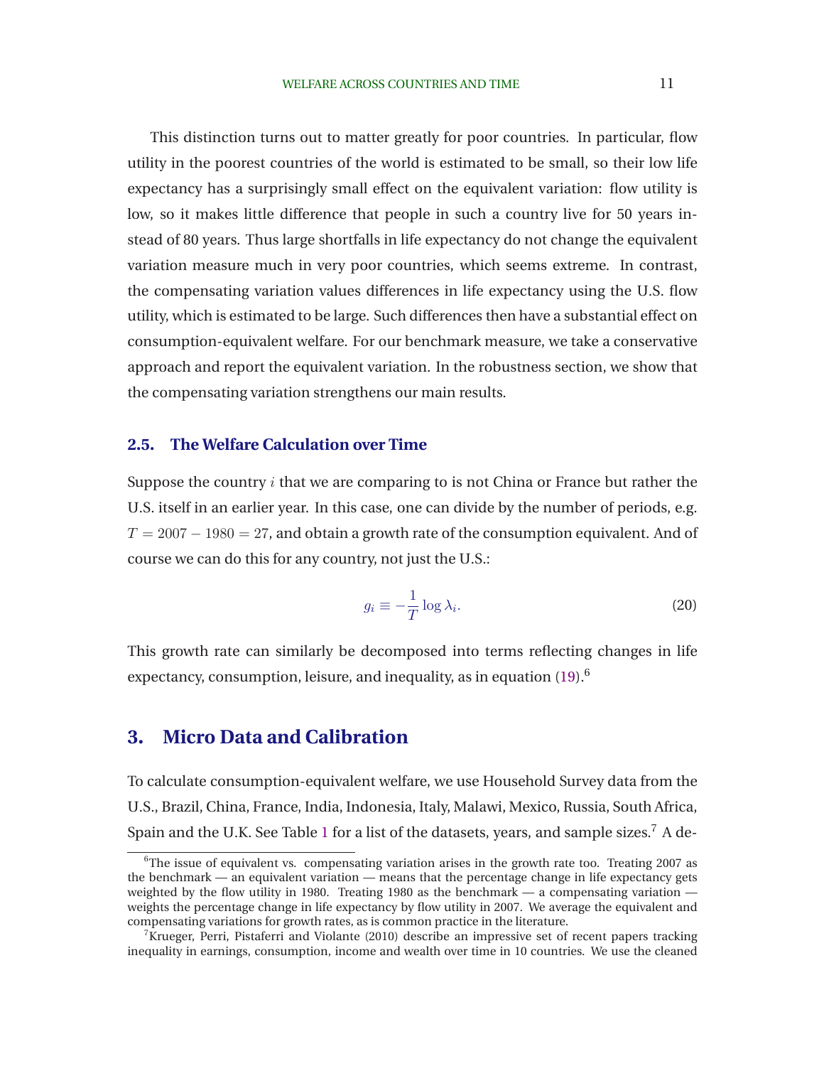This distinction turns out to matter greatly for poor countries. In particular, flow utility in the poorest countries of the world is estimated to be small, so their low life expectancy has a surprisingly small effect on the equivalent variation: flow utility is low, so it makes little difference that people in such a country live for 50 years instead of 80 years. Thus large shortfalls in life expectancy do not change the equivalent variation measure much in very poor countries, which seems extreme. In contrast, the compensating variation values differences in life expectancy using the U.S. flow utility, which is estimated to be large. Such differences then have a substantial effect on consumption-equivalent welfare. For our benchmark measure, we take a conservative approach and report the equivalent variation. In the robustness section, we show that the compensating variation strengthens our main results.

### 2.5. The Welfare Calculation over Time

Suppose the country $i$ that we are comparing to is not China or France but rather the U.S. itself in an earlier year. In this case, one can divide by the number of periods, e.g. $T = 2007 - 1980 = 27$, and obtain a growth rate of the consumption equivalent. And of course we can do this for any country, not just the U.S.:

$$g_i \equiv -\frac{1}{T} \log \lambda_i. \tag{20}$$

This growth rate can similarly be decomposed into terms reflecting changes in life expectancy, consumption, leisure, and inequality, as in equation (19).[6]

## 3. Micro Data and Calibration

To calculate consumption-equivalent welfare, we use Household Survey data from the U.S., Brazil, China, France, India, Indonesia, Italy, Malawi, Mexico, Russia, South Africa, Spain and the U.K. See Table 1 for a list of the datasets, years, and sample sizes.[7] A de-

[6] The issue of equivalent vs. compensating variation arises in the growth rate too. Treating 2007 as the benchmark — an equivalent variation — means that the percentage change in life expectancy gets weighted by the flow utility in 1980. Treating 1980 as the benchmark — a compensating variation — weights the percentage change in life expectancy by flow utility in 2007. We average the equivalent and compensating variations for growth rates, as is common practice in the literature.

[7] Krueger, Perri, Pistaferri and Violante (2010) describe an impressive set of recent papers tracking inequality in earnings, consumption, income and wealth over time in 10 countries. We use the cleaned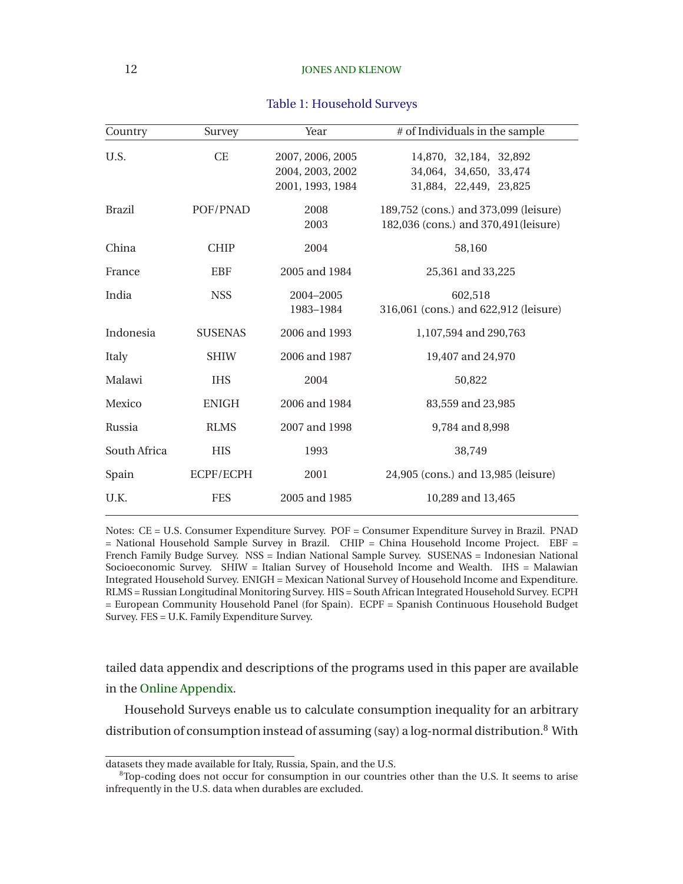Table 1: Household Surveys

| Country | Survey | Year | # of Individuals in the sample |
|---|---|---|---|
| U.S. | CE | 2007, 2006, 2005<br>2004, 2003, 2002<br>2001, 1993, 1984 | 14,870, 32,184, 32,892<br>34,064, 34,650, 33,474<br>31,884, 22,449, 23,825 |
| Brazil | POF/PNAD | 2008<br>2003 | 189,752 (cons.) and 373,099 (leisure)<br>182,036 (cons.) and 370,491(leisure) |
| China | CHIP | 2004 | 58,160 |
| France | EBF | 2005 and 1984 | 25,361 and 33,225 |
| India | NSS | 2004–2005<br>1983–1984 | 602,518<br>316,061 (cons.) and 622,912 (leisure) |
| Indonesia | SUSENAS | 2006 and 1993 | 1,107,594 and 290,763 |
| Italy | SHIW | 2006 and 1987 | 19,407 and 24,970 |
| Malawi | IHS | 2004 | 50,822 |
| Mexico | ENIGH | 2006 and 1984 | 83,559 and 23,985 |
| Russia | RLMS | 2007 and 1998 | 9,784 and 8,998 |
| South Africa | HIS | 1993 | 38,749 |
| Spain | ECPF/ECPH | 2001 | 24,905 (cons.) and 13,985 (leisure) |
| U.K. | FES | 2005 and 1985 | 10,289 and 13,465 |

Notes: CE = U.S. Consumer Expenditure Survey. POF = Consumer Expenditure Survey in Brazil. PNAD = National Household Sample Survey in Brazil. CHIP = China Household Income Project. EBF = French Family Budge Survey. NSS = Indian National Sample Survey. SUSENAS = Indonesian National Socioeconomic Survey. SHIW = Italian Survey of Household Income and Wealth. IHS = Malawian Integrated Household Survey. ENIGH = Mexican National Survey of Household Income and Expenditure. RLMS = Russian Longitudinal Monitoring Survey. HIS = South African Integrated Household Survey. ECPH = European Community Household Panel (for Spain). ECPF = Spanish Continuous Household Budget Survey. FES = U.K. Family Expenditure Survey.

tailed data appendix and descriptions of the programs used in this paper are available in the Online Appendix.

Household Surveys enable us to calculate consumption inequality for an arbitrary distribution of consumption instead of assuming (say) a log-normal distribution.[8] With

datasets they made available for Italy, Russia, Spain, and the U.S.

[8] Top-coding does not occur for consumption in our countries other than the U.S. It seems to arise infrequently in the U.S. data when durables are excluded.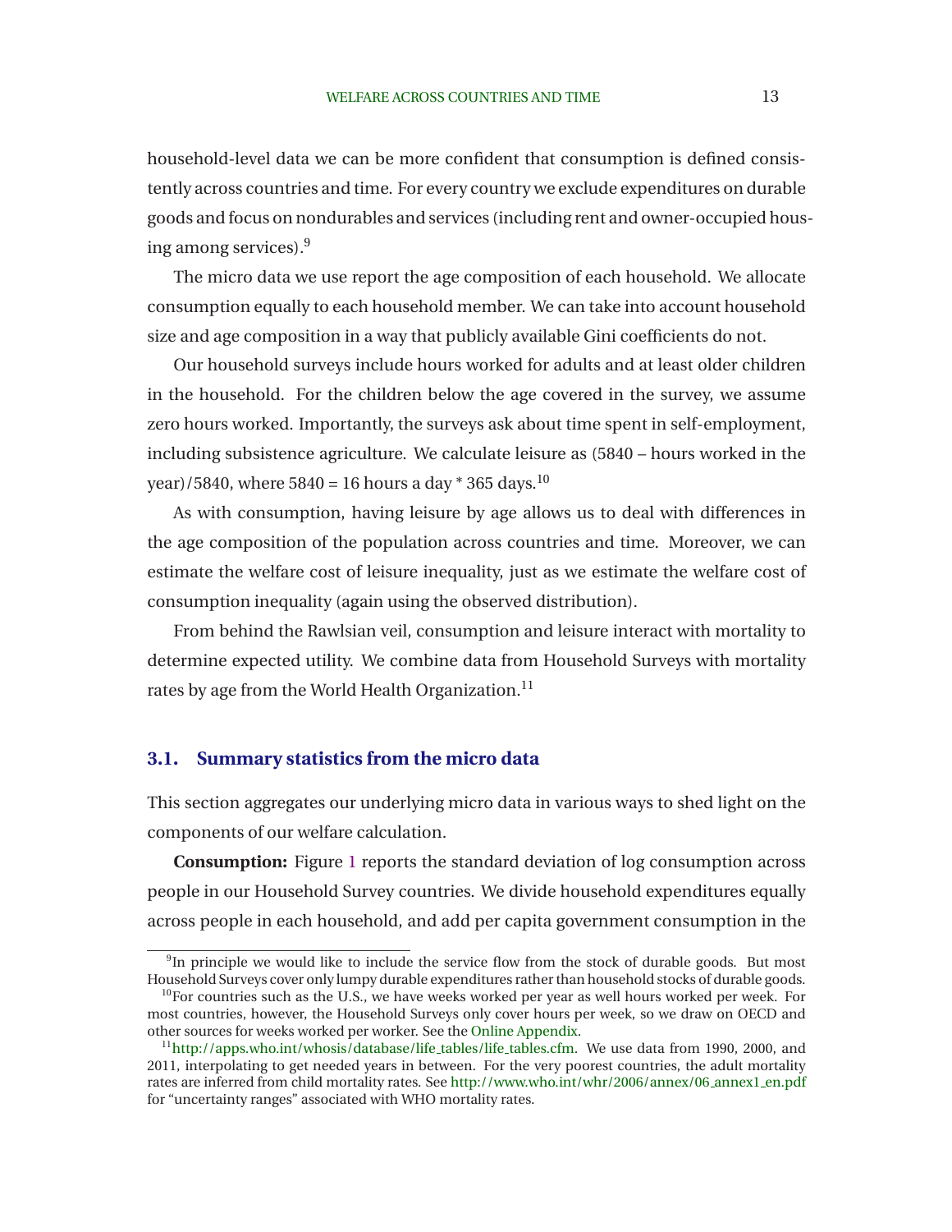household-level data we can be more confident that consumption is defined consistently across countries and time. For every country we exclude expenditures on durable goods and focus on nondurables and services (including rent and owner-occupied housing among services).[9]

The micro data we use report the age composition of each household. We allocate consumption equally to each household member. We can take into account household size and age composition in a way that publicly available Gini coefficients do not.

Our household surveys include hours worked for adults and at least older children in the household. For the children below the age covered in the survey, we assume zero hours worked. Importantly, the surveys ask about time spent in self-employment, including subsistence agriculture. We calculate leisure as (5840 – hours worked in the year)/5840, where 5840 = 16 hours a day * 365 days.[10]

As with consumption, having leisure by age allows us to deal with differences in the age composition of the population across countries and time. Moreover, we can estimate the welfare cost of leisure inequality, just as we estimate the welfare cost of consumption inequality (again using the observed distribution).

From behind the Rawlsian veil, consumption and leisure interact with mortality to determine expected utility. We combine data from Household Surveys with mortality rates by age from the World Health Organization.[11]

### 3.1. Summary statistics from the micro data

This section aggregates our underlying micro data in various ways to shed light on the components of our welfare calculation.

**Consumption:** Figure 1 reports the standard deviation of log consumption across people in our Household Survey countries. We divide household expenditures equally across people in each household, and add per capita government consumption in the

---

[9] In principle we would like to include the service flow from the stock of durable goods. But most Household Surveys cover only lumpy durable expenditures rather than household stocks of durable goods.

[10] For countries such as the U.S., we have weeks worked per year as well hours worked per week. For most countries, however, the Household Surveys only cover hours per week, so we draw on OECD and other sources for weeks worked per worker. See the Online Appendix.

[11] http://apps.who.int/whosis/database/life_tables/life_tables.cfm. We use data from 1990, 2000, and 2011, interpolating to get needed years in between. For the very poorest countries, the adult mortality rates are inferred from child mortality rates. See http://www.who.int/whr/2006/annex/06_annex1_en.pdf for "uncertainty ranges" associated with WHO mortality rates.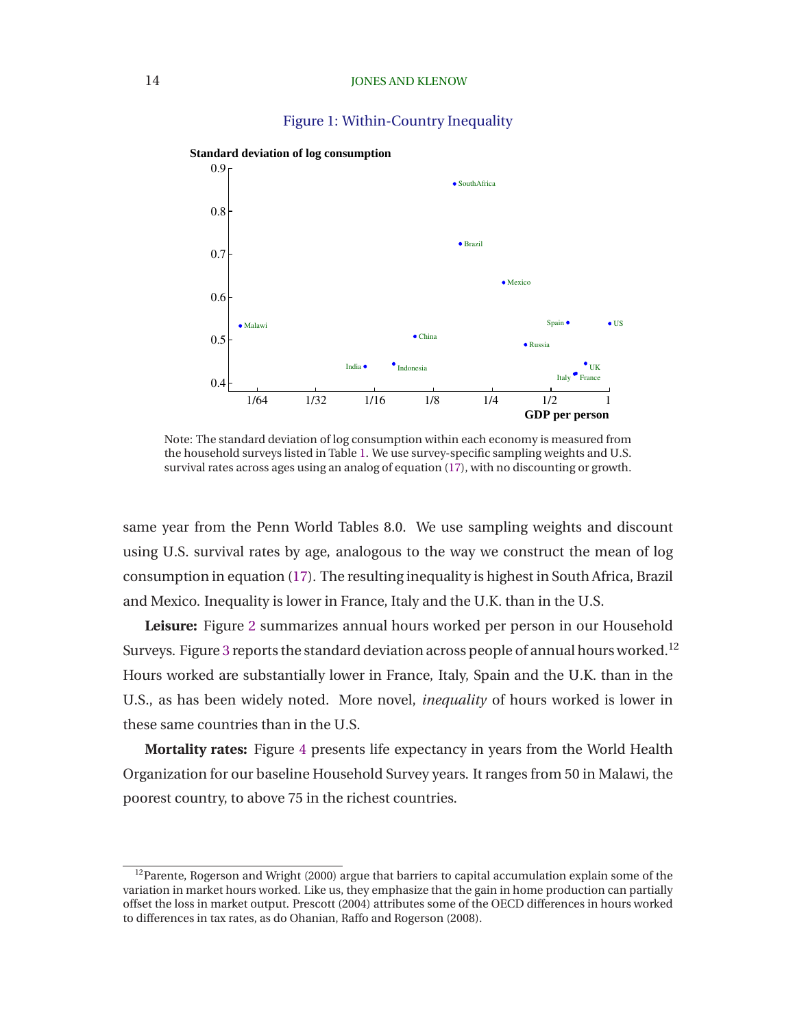Figure 1: Within-Country Inequality

Note: The standard deviation of log consumption within each economy is measured from the household surveys listed in Table 1. We use survey-specific sampling weights and U.S. survival rates across ages using an analog of equation (17), with no discounting or growth.

same year from the Penn World Tables 8.0. We use sampling weights and discount using U.S. survival rates by age, analogous to the way we construct the mean of log consumption in equation (17). The resulting inequality is highest in South Africa, Brazil and Mexico. Inequality is lower in France, Italy and the U.K. than in the U.S.

**Leisure:** Figure 2 summarizes annual hours worked per person in our Household Surveys. Figure 3 reports the standard deviation across people of annual hours worked.[12] Hours worked are substantially lower in France, Italy, Spain and the U.K. than in the U.S., as has been widely noted. More novel, *inequality* of hours worked is lower in these same countries than in the U.S.

**Mortality rates:** Figure 4 presents life expectancy in years from the World Health Organization for our baseline Household Survey years. It ranges from 50 in Malawi, the poorest country, to above 75 in the richest countries.

[12] Parente, Rogerson and Wright (2000) argue that barriers to capital accumulation explain some of the variation in market hours worked. Like us, they emphasize that the gain in home production can partially offset the loss in market output. Prescott (2004) attributes some of the OECD differences in hours worked to differences in tax rates, as do Ohanian, Raffo and Rogerson (2008).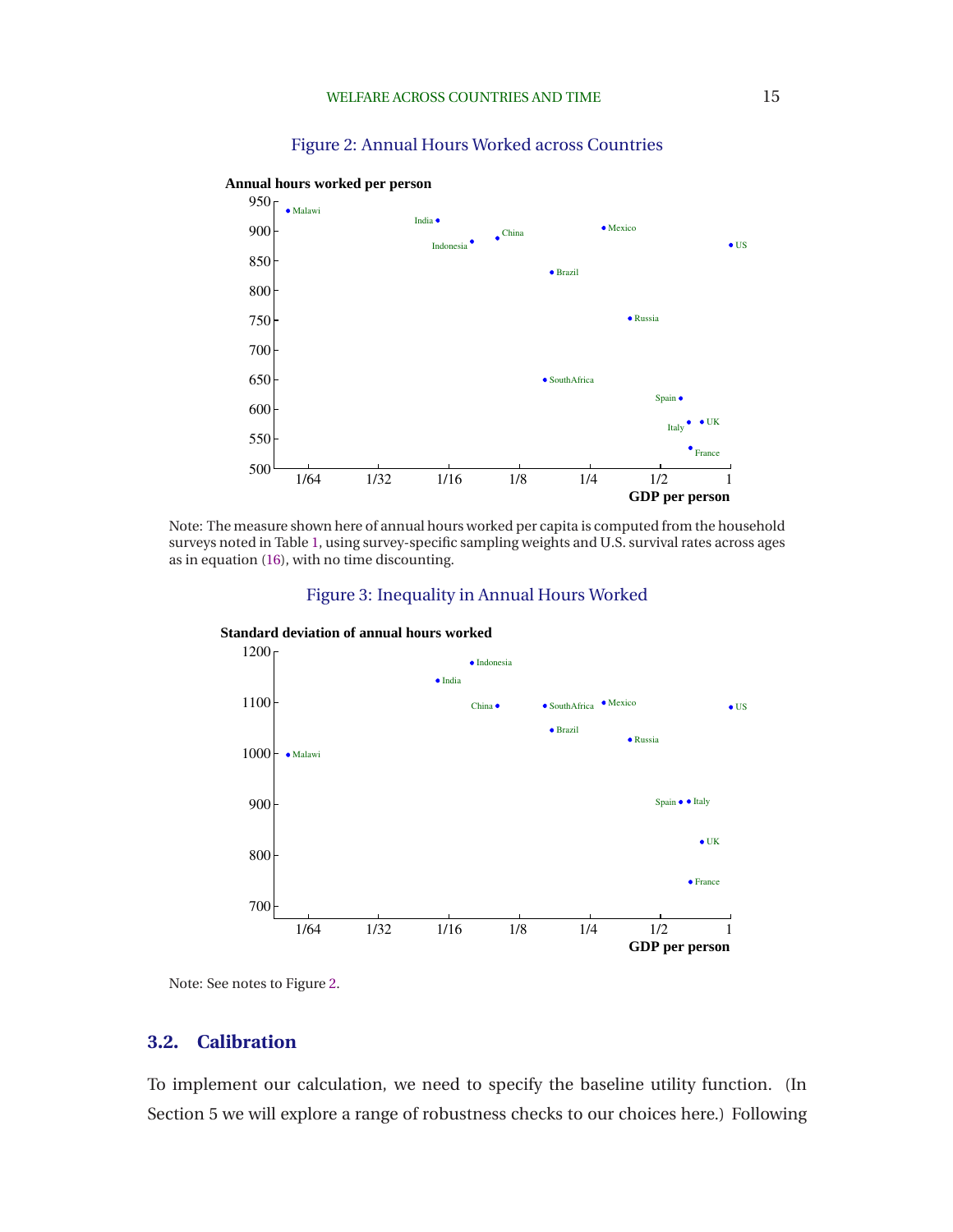Figure 2: Annual Hours Worked across Countries

Note: The measure shown here of annual hours worked per capita is computed from the household surveys noted in Table 1, using survey-specific sampling weights and U.S. survival rates across ages as in equation (16), with no time discounting.

Figure 3: Inequality in Annual Hours Worked

Note: See notes to Figure 2.

## 3.2. Calibration

To implement our calculation, we need to specify the baseline utility function. (In Section 5 we will explore a range of robustness checks to our choices here.) Following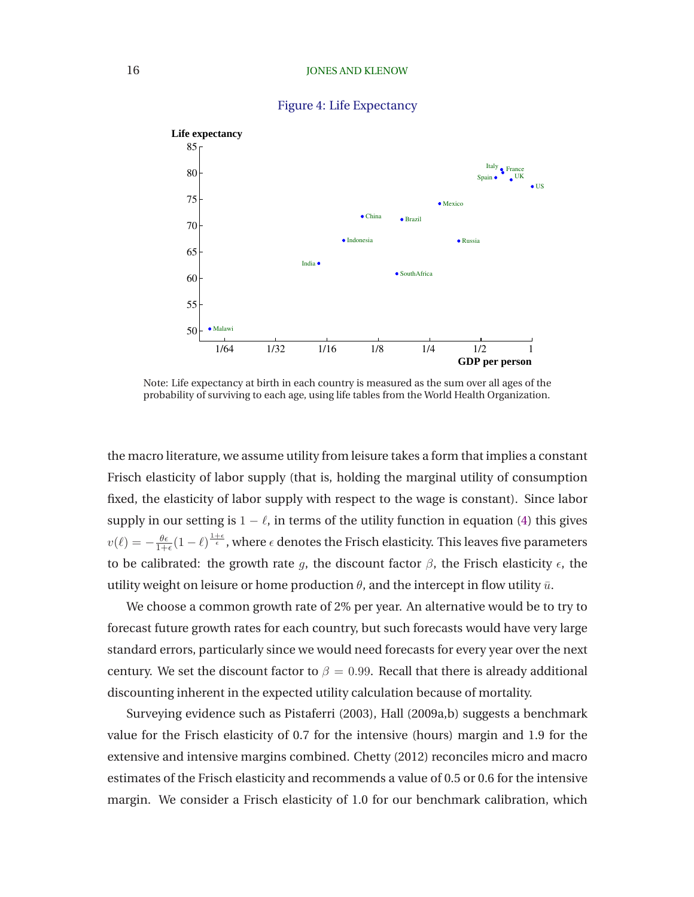Figure 4: Life Expectancy

Note: Life expectancy at birth in each country is measured as the sum over all ages of the probability of surviving to each age, using life tables from the World Health Organization.

the macro literature, we assume utility from leisure takes a form that implies a constant Frisch elasticity of labor supply (that is, holding the marginal utility of consumption fixed, the elasticity of labor supply with respect to the wage is constant). Since labor supply in our setting is $1 - \ell$, in terms of the utility function in equation (4) this gives $v(\ell) = -\frac{\theta\epsilon}{1+\epsilon}(1-\ell)^{\frac{1+\epsilon}{\epsilon}}$, where $\epsilon$ denotes the Frisch elasticity. This leaves five parameters to be calibrated: the growth rate $g$, the discount factor $\beta$, the Frisch elasticity $\epsilon$, the utility weight on leisure or home production $\theta$, and the intercept in flow utility $\bar{u}$.

We choose a common growth rate of 2% per year. An alternative would be to try to forecast future growth rates for each country, but such forecasts would have very large standard errors, particularly since we would need forecasts for every year over the next century. We set the discount factor to $\beta = 0.99$. Recall that there is already additional discounting inherent in the expected utility calculation because of mortality.

Surveying evidence such as Pistaferri (2003), Hall (2009a,b) suggests a benchmark value for the Frisch elasticity of 0.7 for the intensive (hours) margin and 1.9 for the extensive and intensive margins combined. Chetty (2012) reconciles micro and macro estimates of the Frisch elasticity and recommends a value of 0.5 or 0.6 for the intensive margin. We consider a Frisch elasticity of 1.0 for our benchmark calibration, which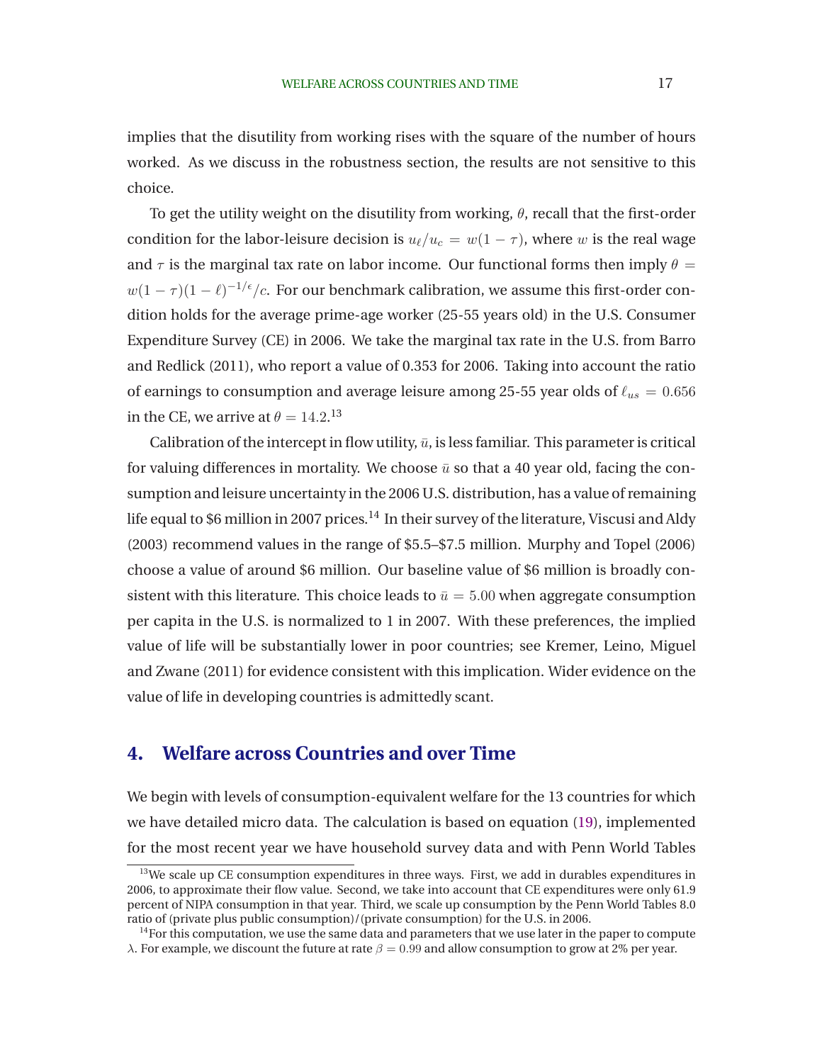implies that the disutility from working rises with the square of the number of hours worked. As we discuss in the robustness section, the results are not sensitive to this choice.

To get the utility weight on the disutility from working, $\theta$, recall that the first-order condition for the labor-leisure decision is $u_\ell / u_c = w(1-\tau)$, where $w$ is the real wage and $\tau$ is the marginal tax rate on labor income. Our functional forms then imply $\theta = w(1-\tau)(1-\ell)^{-1/\epsilon}/c$. For our benchmark calibration, we assume this first-order condition holds for the average prime-age worker (25-55 years old) in the U.S. Consumer Expenditure Survey (CE) in 2006. We take the marginal tax rate in the U.S. from Barro and Redlick (2011), who report a value of 0.353 for 2006. Taking into account the ratio of earnings to consumption and average leisure among 25-55 year olds of $\ell_{us} = 0.656$ in the CE, we arrive at $\theta = 14.2$.[13]

Calibration of the intercept in flow utility, $\bar{u}$, is less familiar. This parameter is critical for valuing differences in mortality. We choose $\bar{u}$ so that a 40 year old, facing the consumption and leisure uncertainty in the 2006 U.S. distribution, has a value of remaining life equal to \$6 million in 2007 prices.[14] In their survey of the literature, Viscusi and Aldy (2003) recommend values in the range of \$5.5–\$7.5 million. Murphy and Topel (2006) choose a value of around \$6 million. Our baseline value of \$6 million is broadly consistent with this literature. This choice leads to $\bar{u} = 5.00$ when aggregate consumption per capita in the U.S. is normalized to 1 in 2007. With these preferences, the implied value of life will be substantially lower in poor countries; see Kremer, Leino, Miguel and Zwane (2011) for evidence consistent with this implication. Wider evidence on the value of life in developing countries is admittedly scant.

## 4. Welfare across Countries and over Time

We begin with levels of consumption-equivalent welfare for the 13 countries for which we have detailed micro data. The calculation is based on equation (19), implemented for the most recent year we have household survey data and with Penn World Tables

---

[13] We scale up CE consumption expenditures in three ways. First, we add in durables expenditures in 2006, to approximate their flow value. Second, we take into account that CE expenditures were only 61.9 percent of NIPA consumption in that year. Third, we scale up consumption by the Penn World Tables 8.0 ratio of (private plus public consumption)/(private consumption) for the U.S. in 2006.

[14] For this computation, we use the same data and parameters that we use later in the paper to compute $\lambda$. For example, we discount the future at rate $\beta = 0.99$ and allow consumption to grow at 2% per year.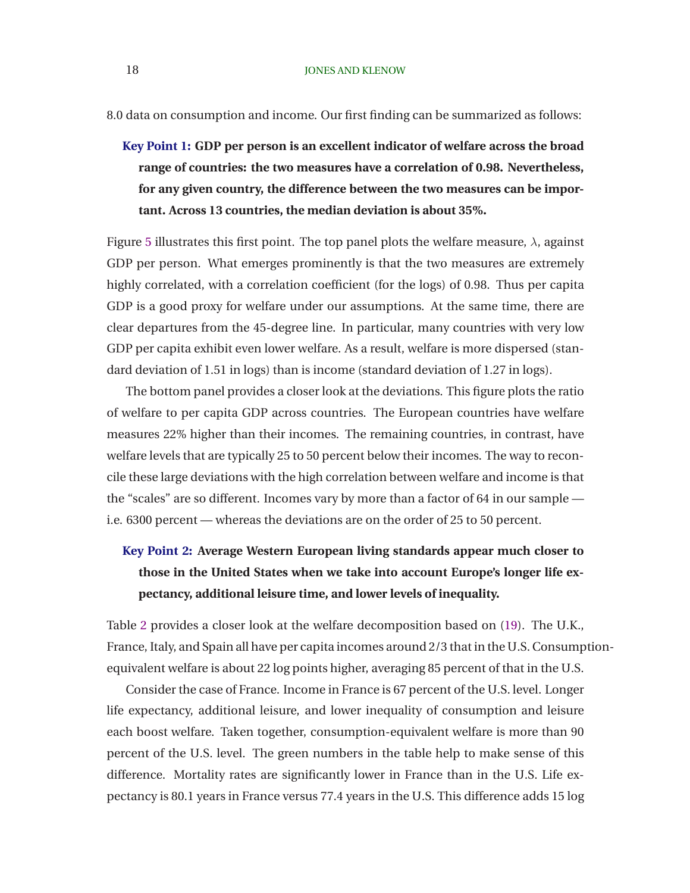8.0 data on consumption and income. Our first finding can be summarized as follows:

> **Key Point 1: GDP per person is an excellent indicator of welfare across the broad range of countries: the two measures have a correlation of 0.98. Nevertheless, for any given country, the difference between the two measures can be important. Across 13 countries, the median deviation is about 35%.**

Figure 5 illustrates this first point. The top panel plots the welfare measure, $\lambda$, against GDP per person. What emerges prominently is that the two measures are extremely highly correlated, with a correlation coefficient (for the logs) of 0.98. Thus per capita GDP is a good proxy for welfare under our assumptions. At the same time, there are clear departures from the 45-degree line. In particular, many countries with very low GDP per capita exhibit even lower welfare. As a result, welfare is more dispersed (standard deviation of 1.51 in logs) than is income (standard deviation of 1.27 in logs).

The bottom panel provides a closer look at the deviations. This figure plots the ratio of welfare to per capita GDP across countries. The European countries have welfare measures 22% higher than their incomes. The remaining countries, in contrast, have welfare levels that are typically 25 to 50 percent below their incomes. The way to reconcile these large deviations with the high correlation between welfare and income is that the "scales" are so different. Incomes vary by more than a factor of 64 in our sample — i.e. 6300 percent — whereas the deviations are on the order of 25 to 50 percent.

> **Key Point 2: Average Western European living standards appear much closer to those in the United States when we take into account Europe's longer life expectancy, additional leisure time, and lower levels of inequality.**

Table 2 provides a closer look at the welfare decomposition based on (19). The U.K., France, Italy, and Spain all have per capita incomes around 2/3 that in the U.S. Consumption-equivalent welfare is about 22 log points higher, averaging 85 percent of that in the U.S.

Consider the case of France. Income in France is 67 percent of the U.S. level. Longer life expectancy, additional leisure, and lower inequality of consumption and leisure each boost welfare. Taken together, consumption-equivalent welfare is more than 90 percent of the U.S. level. The green numbers in the table help to make sense of this difference. Mortality rates are significantly lower in France than in the U.S. Life expectancy is 80.1 years in France versus 77.4 years in the U.S. This difference adds 15 log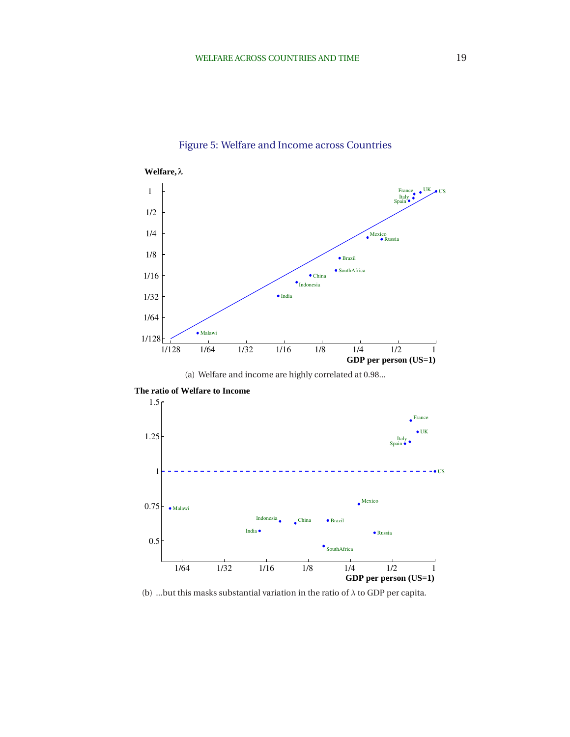Figure 5: Welfare and Income across Countries

(a) Welfare and income are highly correlated at 0.98...

(b) ...but this masks substantial variation in the ratio of $\lambda$ to GDP per capita.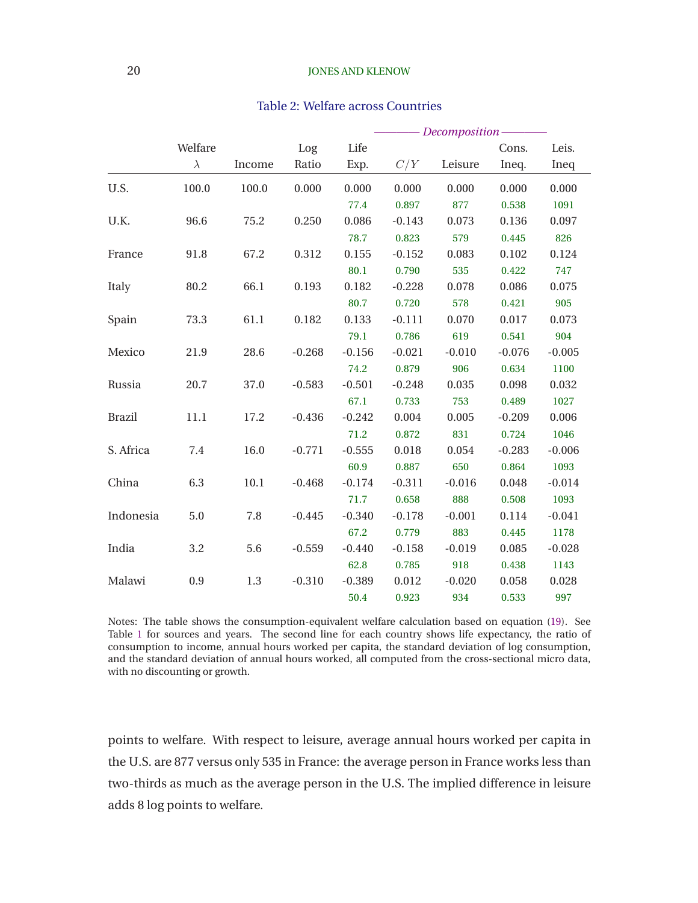Table 2: Welfare across Countries

| | Welfare | | Log | Life | Decomposition | | Cons. | Leis. |
|---|---|---|---|---|---|---|---|---|
| | $\lambda$ | Income | Ratio | Exp. | $C/Y$ | Leisure | Ineq. | Ineq |
| U.S. | 100.0 | 100.0 | 0.000 | 0.000 | 0.000 | 0.000 | 0.000 | 0.000 |
| | | | | 77.4 | 0.897 | 877 | 0.538 | 1091 |
| U.K. | 96.6 | 75.2 | 0.250 | 0.086 | -0.143 | 0.073 | 0.136 | 0.097 |
| | | | | 78.7 | 0.823 | 579 | 0.445 | 826 |
| France | 91.8 | 67.2 | 0.312 | 0.155 | -0.152 | 0.083 | 0.102 | 0.124 |
| | | | | 80.1 | 0.790 | 535 | 0.422 | 747 |
| Italy | 80.2 | 66.1 | 0.193 | 0.182 | -0.228 | 0.078 | 0.086 | 0.075 |
| | | | | 80.7 | 0.720 | 578 | 0.421 | 905 |
| Spain | 73.3 | 61.1 | 0.182 | 0.133 | -0.111 | 0.070 | 0.017 | 0.073 |
| | | | | 79.1 | 0.786 | 619 | 0.541 | 904 |
| Mexico | 21.9 | 28.6 | -0.268 | -0.156 | -0.021 | -0.010 | -0.076 | -0.005 |
| | | | | 74.2 | 0.879 | 906 | 0.634 | 1100 |
| Russia | 20.7 | 37.0 | -0.583 | -0.501 | -0.248 | 0.035 | 0.098 | 0.032 |
| | | | | 67.1 | 0.733 | 753 | 0.489 | 1027 |
| Brazil | 11.1 | 17.2 | -0.436 | -0.242 | 0.004 | 0.005 | -0.209 | 0.006 |
| | | | | 71.2 | 0.872 | 831 | 0.724 | 1046 |
| S. Africa | 7.4 | 16.0 | -0.771 | -0.555 | 0.018 | 0.054 | -0.283 | -0.006 |
| | | | | 60.9 | 0.887 | 650 | 0.864 | 1093 |
| China | 6.3 | 10.1 | -0.468 | -0.174 | -0.311 | -0.016 | 0.048 | -0.014 |
| | | | | 71.7 | 0.658 | 888 | 0.508 | 1093 |
| Indonesia | 5.0 | 7.8 | -0.445 | -0.340 | -0.178 | -0.001 | 0.114 | -0.041 |
| | | | | 67.2 | 0.779 | 883 | 0.445 | 1178 |
| India | 3.2 | 5.6 | -0.559 | -0.440 | -0.158 | -0.019 | 0.085 | -0.028 |
| | | | | 62.8 | 0.785 | 918 | 0.438 | 1143 |
| Malawi | 0.9 | 1.3 | -0.310 | -0.389 | 0.012 | -0.020 | 0.058 | 0.028 |
| | | | | 50.4 | 0.923 | 934 | 0.533 | 997 |

Notes: The table shows the consumption-equivalent welfare calculation based on equation (19). See Table 1 for sources and years. The second line for each country shows life expectancy, the ratio of consumption to income, annual hours worked per capita, the standard deviation of log consumption, and the standard deviation of annual hours worked, all computed from the cross-sectional micro data, with no discounting or growth.

points to welfare. With respect to leisure, average annual hours worked per capita in the U.S. are 877 versus only 535 in France: the average person in France works less than two-thirds as much as the average person in the U.S. The implied difference in leisure adds 8 log points to welfare.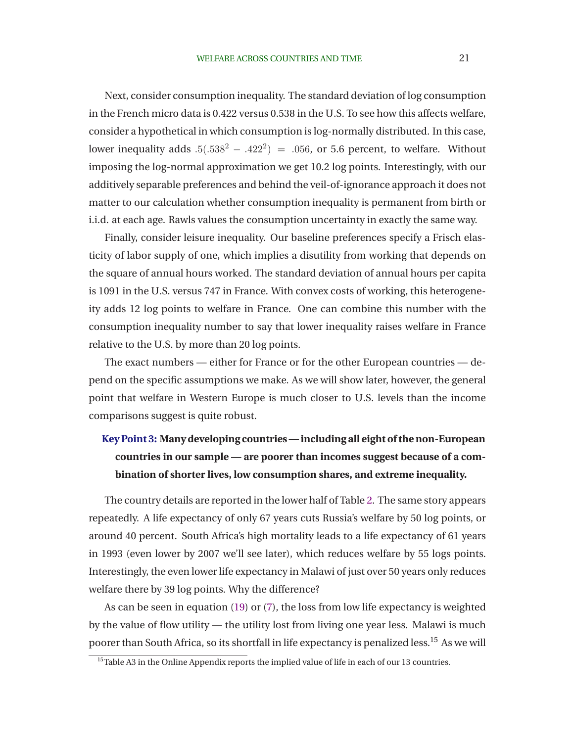Next, consider consumption inequality. The standard deviation of log consumption in the French micro data is 0.422 versus 0.538 in the U.S. To see how this affects welfare, consider a hypothetical in which consumption is log-normally distributed. In this case, lower inequality adds $.5(.538^2 - .422^2) = .056$, or 5.6 percent, to welfare. Without imposing the log-normal approximation we get 10.2 log points. Interestingly, with our additively separable preferences and behind the veil-of-ignorance approach it does not matter to our calculation whether consumption inequality is permanent from birth or i.i.d. at each age. Rawls values the consumption uncertainty in exactly the same way.

Finally, consider leisure inequality. Our baseline preferences specify a Frisch elasticity of labor supply of one, which implies a disutility from working that depends on the square of annual hours worked. The standard deviation of annual hours per capita is 1091 in the U.S. versus 747 in France. With convex costs of working, this heterogeneity adds 12 log points to welfare in France. One can combine this number with the consumption inequality number to say that lower inequality raises welfare in France relative to the U.S. by more than 20 log points.

The exact numbers — either for France or for the other European countries — depend on the specific assumptions we make. As we will show later, however, the general point that welfare in Western Europe is much closer to U.S. levels than the income comparisons suggest is quite robust.

**Key Point 3: Many developing countries — including all eight of the non-European countries in our sample — are poorer than incomes suggest because of a combination of shorter lives, low consumption shares, and extreme inequality.**

The country details are reported in the lower half of Table 2. The same story appears repeatedly. A life expectancy of only 67 years cuts Russia's welfare by 50 log points, or around 40 percent. South Africa's high mortality leads to a life expectancy of 61 years in 1993 (even lower by 2007 we'll see later), which reduces welfare by 55 logs points. Interestingly, the even lower life expectancy in Malawi of just over 50 years only reduces welfare there by 39 log points. Why the difference?

As can be seen in equation (19) or (7), the loss from low life expectancy is weighted by the value of flow utility — the utility lost from living one year less. Malawi is much poorer than South Africa, so its shortfall in life expectancy is penalized less.[15] As we will

[15] Table A3 in the Online Appendix reports the implied value of life in each of our 13 countries.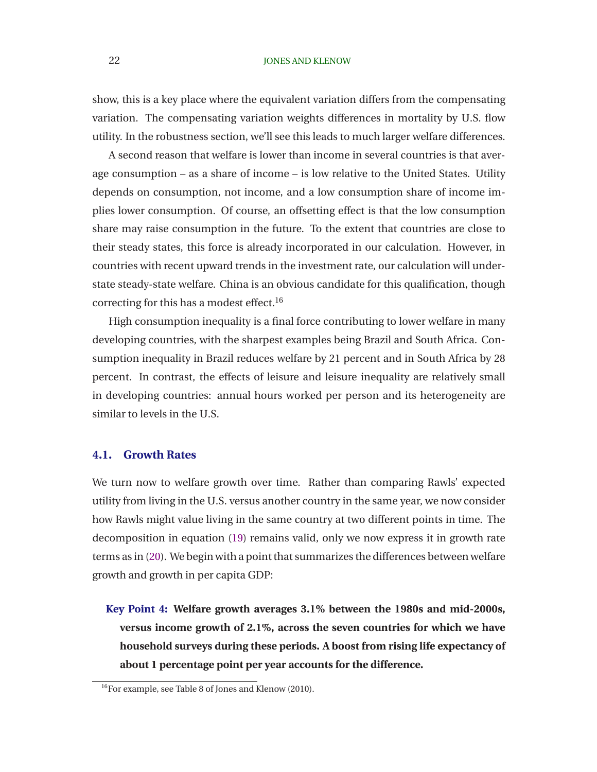show, this is a key place where the equivalent variation differs from the compensating variation. The compensating variation weights differences in mortality by U.S. flow utility. In the robustness section, we'll see this leads to much larger welfare differences.

A second reason that welfare is lower than income in several countries is that average consumption – as a share of income – is low relative to the United States. Utility depends on consumption, not income, and a low consumption share of income implies lower consumption. Of course, an offsetting effect is that the low consumption share may raise consumption in the future. To the extent that countries are close to their steady states, this force is already incorporated in our calculation. However, in countries with recent upward trends in the investment rate, our calculation will understate steady-state welfare. China is an obvious candidate for this qualification, though correcting for this has a modest effect.[16]

High consumption inequality is a final force contributing to lower welfare in many developing countries, with the sharpest examples being Brazil and South Africa. Consumption inequality in Brazil reduces welfare by 21 percent and in South Africa by 28 percent. In contrast, the effects of leisure and leisure inequality are relatively small in developing countries: annual hours worked per person and its heterogeneity are similar to levels in the U.S.

### 4.1. Growth Rates

We turn now to welfare growth over time. Rather than comparing Rawls' expected utility from living in the U.S. versus another country in the same year, we now consider how Rawls might value living in the same country at two different points in time. The decomposition in equation (19) remains valid, only we now express it in growth rate terms as in (20). We begin with a point that summarizes the differences between welfare growth and growth in per capita GDP:

**Key Point 4: Welfare growth averages 3.1% between the 1980s and mid-2000s, versus income growth of 2.1%, across the seven countries for which we have household surveys during these periods. A boost from rising life expectancy of about 1 percentage point per year accounts for the difference.**

[16] For example, see Table 8 of Jones and Klenow (2010).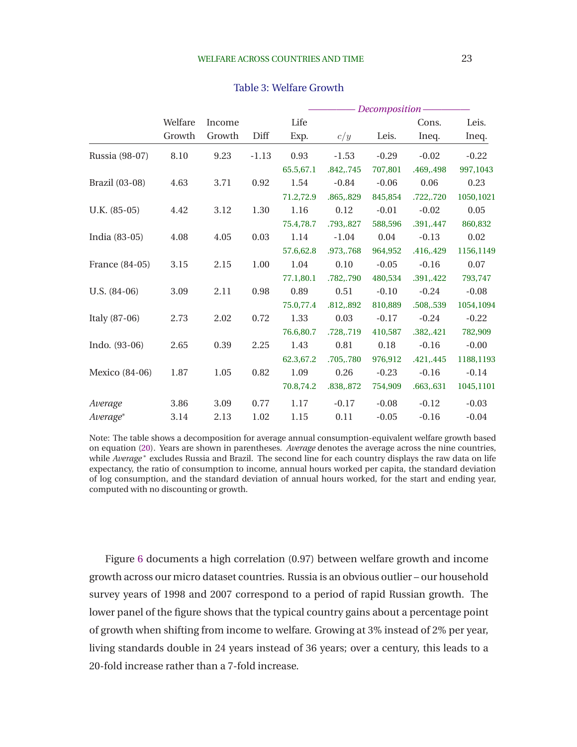Table 3: Welfare Growth

| | Welfare Growth | Income Growth | Diff | *Decomposition* Life Exp. | $c/y$ | Leis. | Cons. Ineq. | Leis. Ineq. |
|---|---|---|---|---|---|---|---|---|
| Russia (98-07) | 8.10 | 9.23 | -1.13 | 0.93 | -1.53 | -0.29 | -0.02 | -0.22 |
| | | | | 65.5,67.1 | .842,.745 | 707,801 | .469,.498 | 997,1043 |
| Brazil (03-08) | 4.63 | 3.71 | 0.92 | 1.54 | -0.84 | -0.06 | 0.06 | 0.23 |
| | | | | 71.2,72.9 | .865,.829 | 845,854 | .722,.720 | 1050,1021 |
| U.K. (85-05) | 4.42 | 3.12 | 1.30 | 1.16 | 0.12 | -0.01 | -0.02 | 0.05 |
| | | | | 75.4,78.7 | .793,.827 | 588,596 | .391,.447 | 860,832 |
| India (83-05) | 4.08 | 4.05 | 0.03 | 1.14 | -1.04 | 0.04 | -0.13 | 0.02 |
| | | | | 57.6,62.8 | .973,.768 | 964,952 | .416,.429 | 1156,1149 |
| France (84-05) | 3.15 | 2.15 | 1.00 | 1.04 | 0.10 | -0.05 | -0.16 | 0.07 |
| | | | | 77.1,80.1 | .782,.790 | 480,534 | .391,.422 | 793,747 |
| U.S. (84-06) | 3.09 | 2.11 | 0.98 | 0.89 | 0.51 | -0.10 | -0.24 | -0.08 |
| | | | | 75.0,77.4 | .812,.892 | 810,889 | .508,.539 | 1054,1094 |
| Italy (87-06) | 2.73 | 2.02 | 0.72 | 1.33 | 0.03 | -0.17 | -0.24 | -0.22 |
| | | | | 76.6,80.7 | .728,.719 | 410,587 | .382,.421 | 782,909 |
| Indo. (93-06) | 2.65 | 0.39 | 2.25 | 1.43 | 0.81 | 0.18 | -0.16 | -0.00 |
| | | | | 62.3,67.2 | .705,.780 | 976,912 | .421,.445 | 1188,1193 |
| Mexico (84-06) | 1.87 | 1.05 | 0.82 | 1.09 | 0.26 | -0.23 | -0.16 | -0.14 |
| | | | | 70.8,74.2 | .838,.872 | 754,909 | .663,.631 | 1045,1101 |
| *Average* | 3.86 | 3.09 | 0.77 | 1.17 | -0.17 | -0.08 | -0.12 | -0.03 |
| *Average** | 3.14 | 2.13 | 1.02 | 1.15 | 0.11 | -0.05 | -0.16 | -0.04 |

Note: The table shows a decomposition for average annual consumption-equivalent welfare growth based on equation (20). Years are shown in parentheses. *Average* denotes the average across the nine countries, while *Average** excludes Russia and Brazil. The second line for each country displays the raw data on life expectancy, the ratio of consumption to income, annual hours worked per capita, the standard deviation of log consumption, and the standard deviation of annual hours worked, for the start and ending year, computed with no discounting or growth.

Figure 6 documents a high correlation (0.97) between welfare growth and income growth across our micro dataset countries. Russia is an obvious outlier – our household survey years of 1998 and 2007 correspond to a period of rapid Russian growth. The lower panel of the figure shows that the typical country gains about a percentage point of growth when shifting from income to welfare. Growing at 3% instead of 2% per year, living standards double in 24 years instead of 36 years; over a century, this leads to a 20-fold increase rather than a 7-fold increase.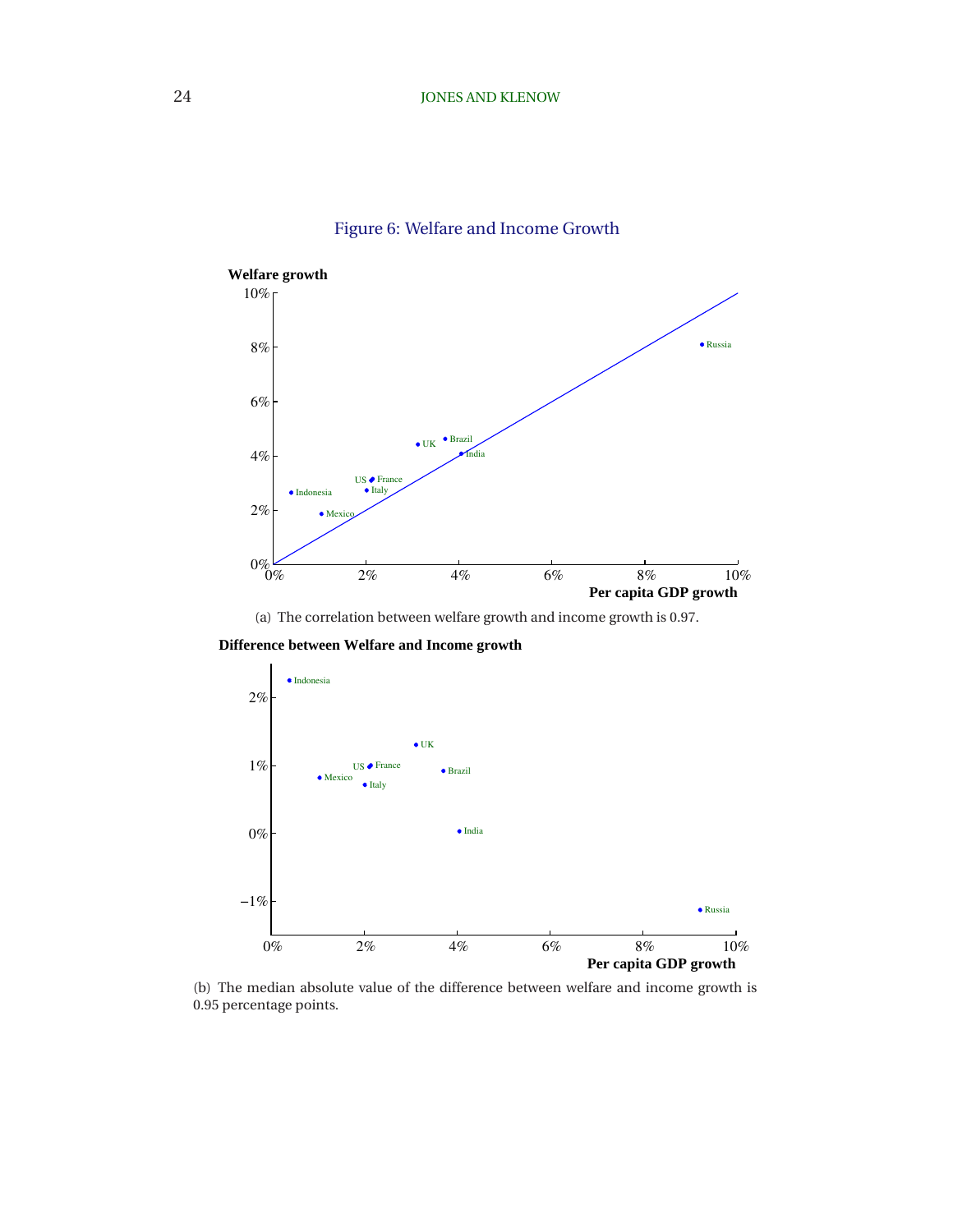Figure 6: Welfare and Income Growth

(a) The correlation between welfare growth and income growth is 0.97.

(b) The median absolute value of the difference between welfare and income growth is 0.95 percentage points.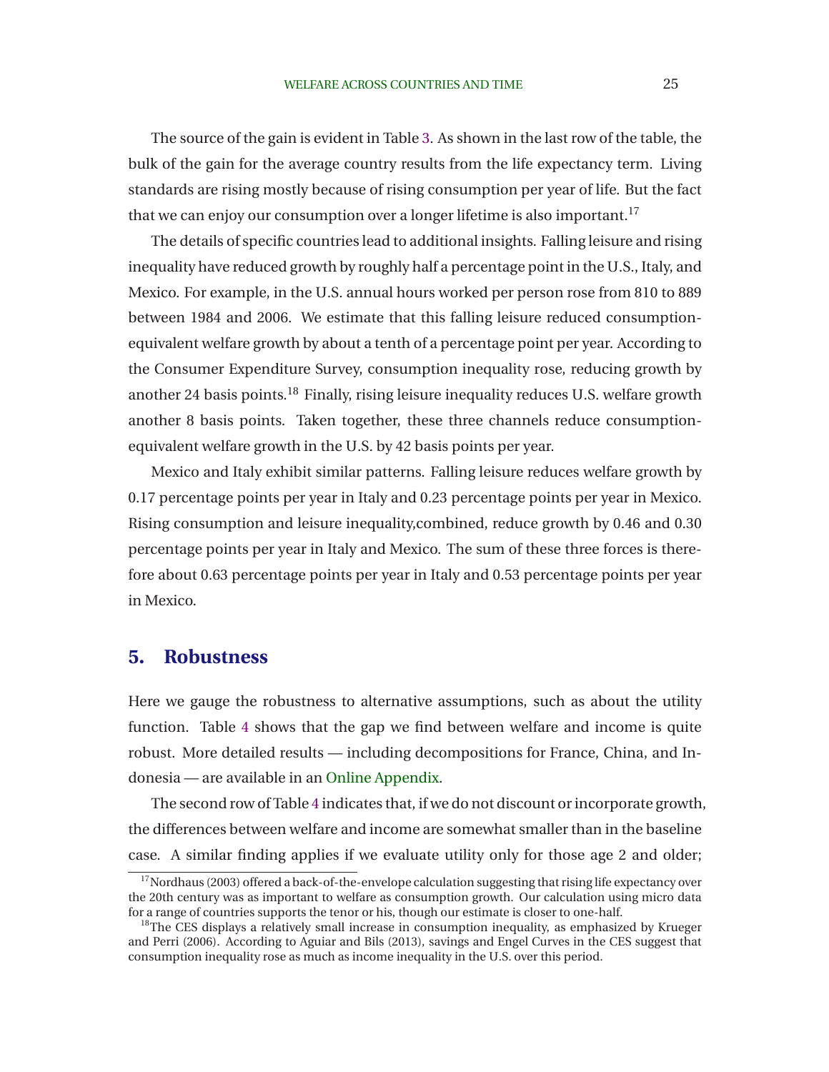The source of the gain is evident in Table 3. As shown in the last row of the table, the bulk of the gain for the average country results from the life expectancy term. Living standards are rising mostly because of rising consumption per year of life. But the fact that we can enjoy our consumption over a longer lifetime is also important.[17]

The details of specific countries lead to additional insights. Falling leisure and rising inequality have reduced growth by roughly half a percentage point in the U.S., Italy, and Mexico. For example, in the U.S. annual hours worked per person rose from 810 to 889 between 1984 and 2006. We estimate that this falling leisure reduced consumption-equivalent welfare growth by about a tenth of a percentage point per year. According to the Consumer Expenditure Survey, consumption inequality rose, reducing growth by another 24 basis points.[18] Finally, rising leisure inequality reduces U.S. welfare growth another 8 basis points. Taken together, these three channels reduce consumption-equivalent welfare growth in the U.S. by 42 basis points per year.

Mexico and Italy exhibit similar patterns. Falling leisure reduces welfare growth by 0.17 percentage points per year in Italy and 0.23 percentage points per year in Mexico. Rising consumption and leisure inequality,combined, reduce growth by 0.46 and 0.30 percentage points per year in Italy and Mexico. The sum of these three forces is therefore about 0.63 percentage points per year in Italy and 0.53 percentage points per year in Mexico.

## 5. Robustness

Here we gauge the robustness to alternative assumptions, such as about the utility function. Table 4 shows that the gap we find between welfare and income is quite robust. More detailed results — including decompositions for France, China, and Indonesia — are available in an Online Appendix.

The second row of Table 4 indicates that, if we do not discount or incorporate growth, the differences between welfare and income are somewhat smaller than in the baseline case. A similar finding applies if we evaluate utility only for those age 2 and older;

[17] Nordhaus (2003) offered a back-of-the-envelope calculation suggesting that rising life expectancy over the 20th century was as important to welfare as consumption growth. Our calculation using micro data for a range of countries supports the tenor or his, though our estimate is closer to one-half.

[18] The CES displays a relatively small increase in consumption inequality, as emphasized by Krueger and Perri (2006). According to Aguiar and Bils (2013), savings and Engel Curves in the CES suggest that consumption inequality rose as much as income inequality in the U.S. over this period.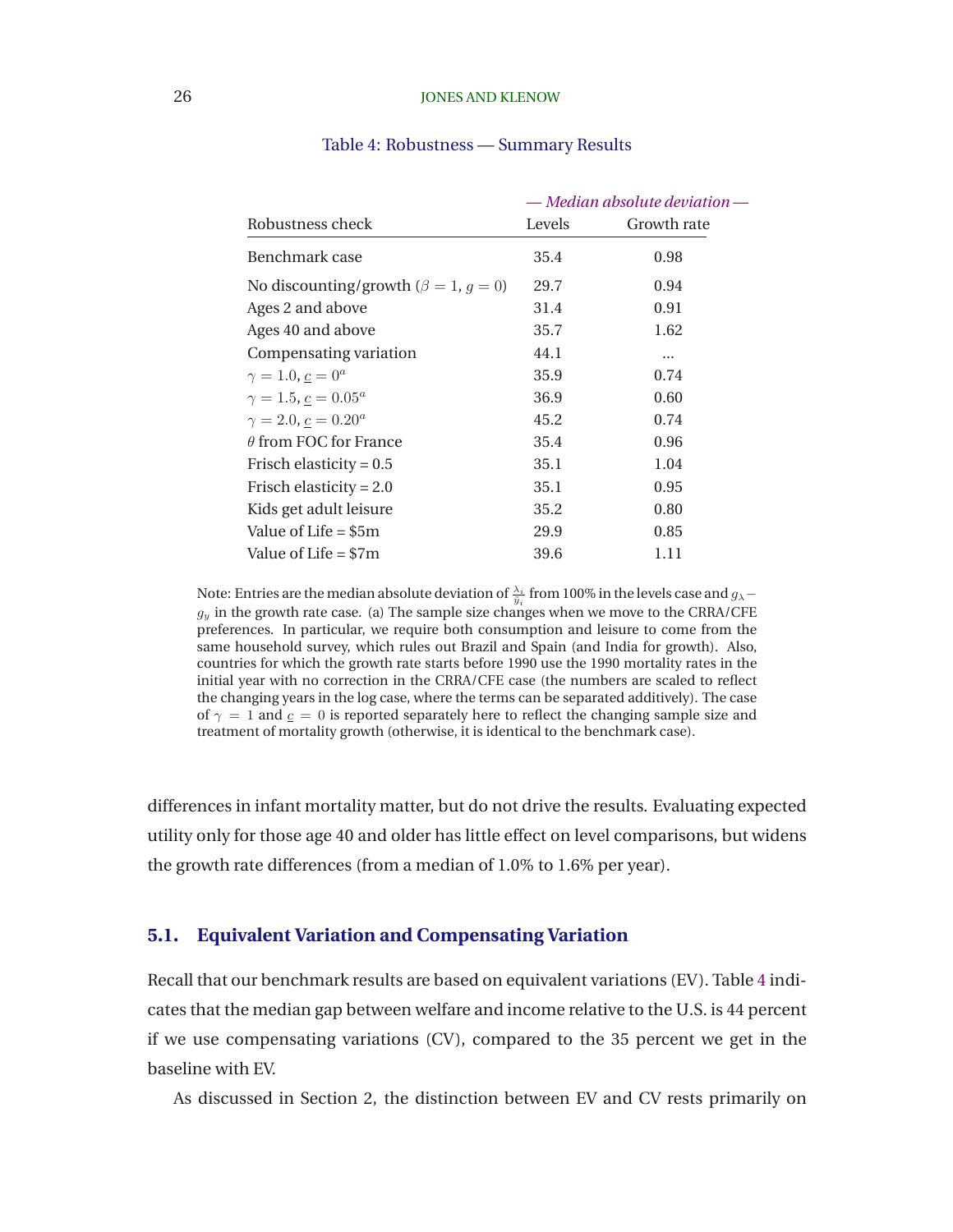Table 4: Robustness — Summary Results

| Robustness check | *— Median absolute deviation —* Levels | Growth rate |
|---|---|---|
| Benchmark case | 35.4 | 0.98 |
| No discounting/growth ($\beta = 1$, $g = 0$) | 29.7 | 0.94 |
| Ages 2 and above | 31.4 | 0.91 |
| Ages 40 and above | 35.7 | 1.62 |
| Compensating variation | 44.1 | ... |
| $\gamma = 1.0$, $\underline{c} = 0^a$ | 35.9 | 0.74 |
| $\gamma = 1.5$, $\underline{c} = 0.05^a$ | 36.9 | 0.60 |
| $\gamma = 2.0$, $\underline{c} = 0.20^a$ | 45.2 | 0.74 |
| $\theta$ from FOC for France | 35.4 | 0.96 |
| Frisch elasticity = 0.5 | 35.1 | 1.04 |
| Frisch elasticity = 2.0 | 35.1 | 0.95 |
| Kids get adult leisure | 35.2 | 0.80 |
| Value of Life = \$5m | 29.9 | 0.85 |
| Value of Life = \$7m | 39.6 | 1.11 |

Note: Entries are the median absolute deviation of $\frac{\lambda_i}{y_i}$ from 100% in the levels case and $g_\lambda - g_y$ in the growth rate case. (a) The sample size changes when we move to the CRRA/CFE preferences. In particular, we require both consumption and leisure to come from the same household survey, which rules out Brazil and Spain (and India for growth). Also, countries for which the growth rate starts before 1990 use the 1990 mortality rates in the initial year with no correction in the CRRA/CFE case (the numbers are scaled to reflect the changing years in the log case, where the terms can be separated additively). The case of $\gamma = 1$ and $\underline{c} = 0$ is reported separately here to reflect the changing sample size and treatment of mortality growth (otherwise, it is identical to the benchmark case).

differences in infant mortality matter, but do not drive the results. Evaluating expected utility only for those age 40 and older has little effect on level comparisons, but widens the growth rate differences (from a median of 1.0% to 1.6% per year).

### 5.1. Equivalent Variation and Compensating Variation

Recall that our benchmark results are based on equivalent variations (EV). Table 4 indicates that the median gap between welfare and income relative to the U.S. is 44 percent if we use compensating variations (CV), compared to the 35 percent we get in the baseline with EV.

As discussed in Section 2, the distinction between EV and CV rests primarily on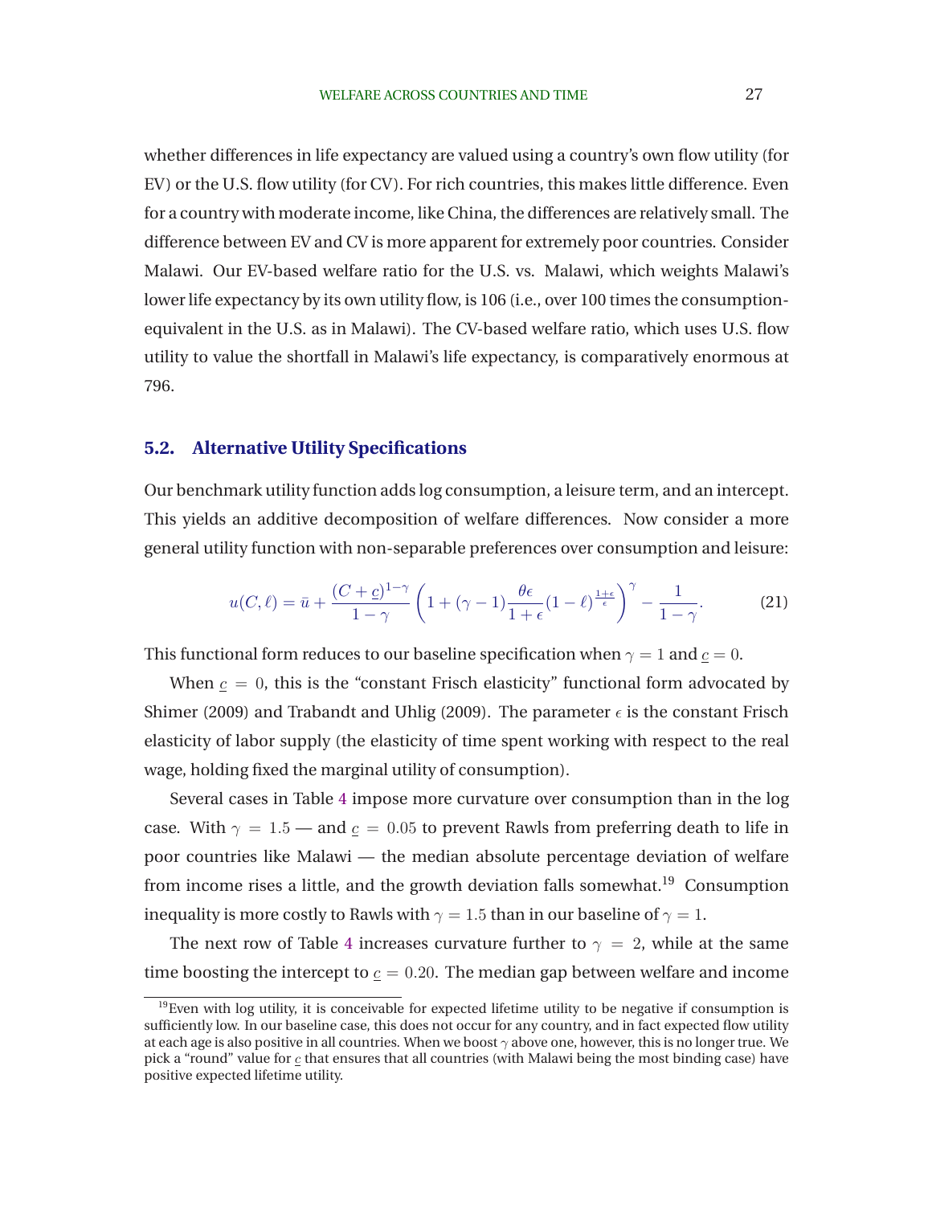whether differences in life expectancy are valued using a country's own flow utility (for EV) or the U.S. flow utility (for CV). For rich countries, this makes little difference. Even for a country with moderate income, like China, the differences are relatively small. The difference between EV and CV is more apparent for extremely poor countries. Consider Malawi. Our EV-based welfare ratio for the U.S. vs. Malawi, which weights Malawi's lower life expectancy by its own utility flow, is 106 (i.e., over 100 times the consumption-equivalent in the U.S. as in Malawi). The CV-based welfare ratio, which uses U.S. flow utility to value the shortfall in Malawi's life expectancy, is comparatively enormous at 796.

## 5.2. Alternative Utility Specifications

Our benchmark utility function adds log consumption, a leisure term, and an intercept. This yields an additive decomposition of welfare differences. Now consider a more general utility function with non-separable preferences over consumption and leisure:

$$u(C,\ell) = \bar{u} + \frac{(C+\underline{c})^{1-\gamma}}{1-\gamma}\left(1+(\gamma-1)\frac{\theta\epsilon}{1+\epsilon}(1-\ell)^{\frac{1+\epsilon}{\epsilon}}\right)^{\gamma} - \frac{1}{1-\gamma}. \tag{21}$$

This functional form reduces to our baseline specification when $\gamma = 1$ and $\underline{c} = 0$.

When $\underline{c} = 0$, this is the "constant Frisch elasticity" functional form advocated by Shimer (2009) and Trabandt and Uhlig (2009). The parameter $\epsilon$ is the constant Frisch elasticity of labor supply (the elasticity of time spent working with respect to the real wage, holding fixed the marginal utility of consumption).

Several cases in Table 4 impose more curvature over consumption than in the log case. With $\gamma = 1.5$ — and $\underline{c} = 0.05$ to prevent Rawls from preferring death to life in poor countries like Malawi — the median absolute percentage deviation of welfare from income rises a little, and the growth deviation falls somewhat.[19] Consumption inequality is more costly to Rawls with $\gamma = 1.5$ than in our baseline of $\gamma = 1$.

The next row of Table 4 increases curvature further to $\gamma = 2$, while at the same time boosting the intercept to $\underline{c} = 0.20$. The median gap between welfare and income

[19] Even with log utility, it is conceivable for expected lifetime utility to be negative if consumption is sufficiently low. In our baseline case, this does not occur for any country, and in fact expected flow utility at each age is also positive in all countries. When we boost $\gamma$ above one, however, this is no longer true. We pick a "round" value for $\underline{c}$ that ensures that all countries (with Malawi being the most binding case) have positive expected lifetime utility.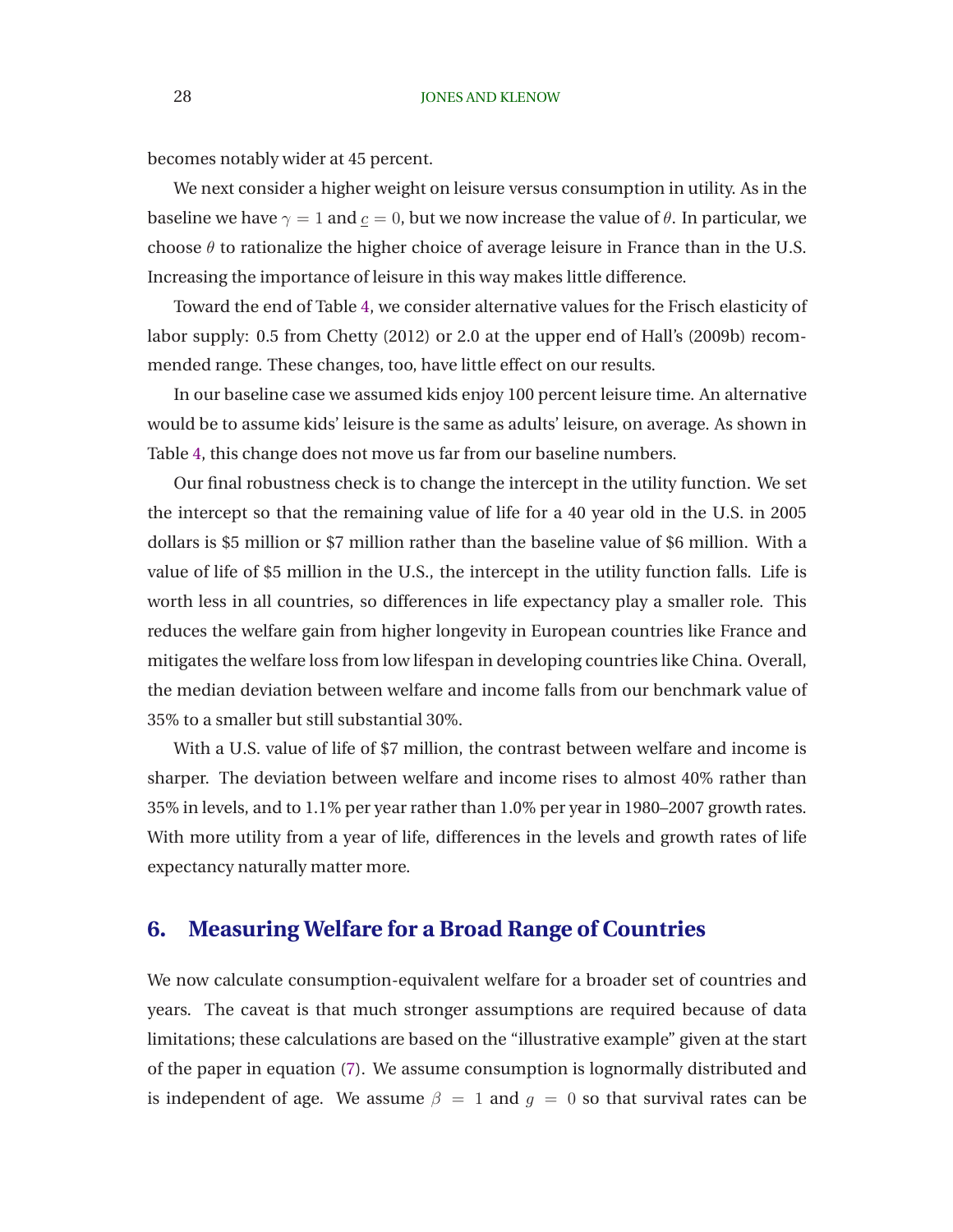becomes notably wider at 45 percent.

We next consider a higher weight on leisure versus consumption in utility. As in the baseline we have $\gamma = 1$ and $\underline{c} = 0$, but we now increase the value of $\theta$. In particular, we choose $\theta$ to rationalize the higher choice of average leisure in France than in the U.S. Increasing the importance of leisure in this way makes little difference.

Toward the end of Table 4, we consider alternative values for the Frisch elasticity of labor supply: 0.5 from Chetty (2012) or 2.0 at the upper end of Hall's (2009b) recommended range. These changes, too, have little effect on our results.

In our baseline case we assumed kids enjoy 100 percent leisure time. An alternative would be to assume kids' leisure is the same as adults' leisure, on average. As shown in Table 4, this change does not move us far from our baseline numbers.

Our final robustness check is to change the intercept in the utility function. We set the intercept so that the remaining value of life for a 40 year old in the U.S. in 2005 dollars is \$5 million or \$7 million rather than the baseline value of \$6 million. With a value of life of \$5 million in the U.S., the intercept in the utility function falls. Life is worth less in all countries, so differences in life expectancy play a smaller role. This reduces the welfare gain from higher longevity in European countries like France and mitigates the welfare loss from low lifespan in developing countries like China. Overall, the median deviation between welfare and income falls from our benchmark value of 35% to a smaller but still substantial 30%.

With a U.S. value of life of \$7 million, the contrast between welfare and income is sharper. The deviation between welfare and income rises to almost 40% rather than 35% in levels, and to 1.1% per year rather than 1.0% per year in 1980–2007 growth rates. With more utility from a year of life, differences in the levels and growth rates of life expectancy naturally matter more.

## 6. Measuring Welfare for a Broad Range of Countries

We now calculate consumption-equivalent welfare for a broader set of countries and years. The caveat is that much stronger assumptions are required because of data limitations; these calculations are based on the "illustrative example" given at the start of the paper in equation (7). We assume consumption is lognormally distributed and is independent of age. We assume $\beta = 1$ and $g = 0$ so that survival rates can be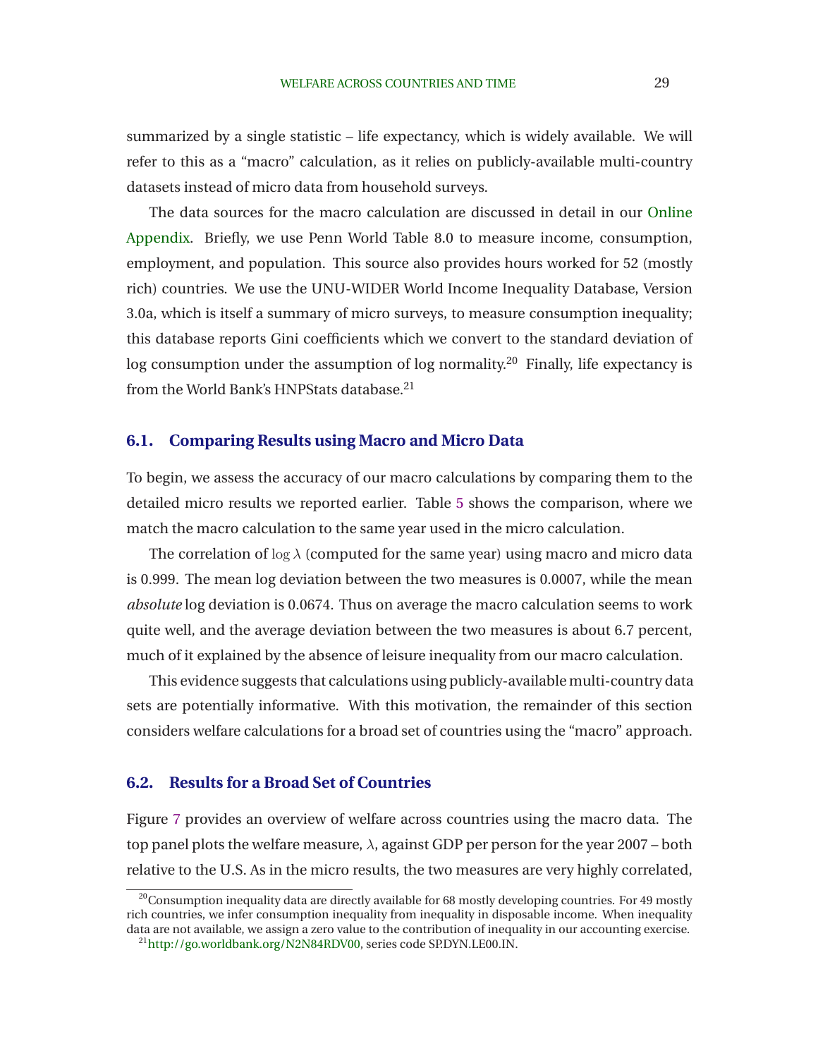summarized by a single statistic – life expectancy, which is widely available. We will refer to this as a "macro" calculation, as it relies on publicly-available multi-country datasets instead of micro data from household surveys.

The data sources for the macro calculation are discussed in detail in our Online Appendix. Briefly, we use Penn World Table 8.0 to measure income, consumption, employment, and population. This source also provides hours worked for 52 (mostly rich) countries. We use the UNU-WIDER World Income Inequality Database, Version 3.0a, which is itself a summary of micro surveys, to measure consumption inequality; this database reports Gini coefficients which we convert to the standard deviation of log consumption under the assumption of log normality.[20] Finally, life expectancy is from the World Bank's HNPStats database.[21]

### 6.1. Comparing Results using Macro and Micro Data

To begin, we assess the accuracy of our macro calculations by comparing them to the detailed micro results we reported earlier. Table 5 shows the comparison, where we match the macro calculation to the same year used in the micro calculation.

The correlation of $\log \lambda$ (computed for the same year) using macro and micro data is 0.999. The mean log deviation between the two measures is 0.0007, while the mean *absolute* log deviation is 0.0674. Thus on average the macro calculation seems to work quite well, and the average deviation between the two measures is about 6.7 percent, much of it explained by the absence of leisure inequality from our macro calculation.

This evidence suggests that calculations using publicly-available multi-country data sets are potentially informative. With this motivation, the remainder of this section considers welfare calculations for a broad set of countries using the "macro" approach.

### 6.2. Results for a Broad Set of Countries

Figure 7 provides an overview of welfare across countries using the macro data. The top panel plots the welfare measure, $\lambda$, against GDP per person for the year 2007 – both relative to the U.S. As in the micro results, the two measures are very highly correlated,

[20] Consumption inequality data are directly available for 68 mostly developing countries. For 49 mostly rich countries, we infer consumption inequality from inequality in disposable income. When inequality data are not available, we assign a zero value to the contribution of inequality in our accounting exercise.

[21] http://go.worldbank.org/N2N84RDV00, series code SP.DYN.LE00.IN.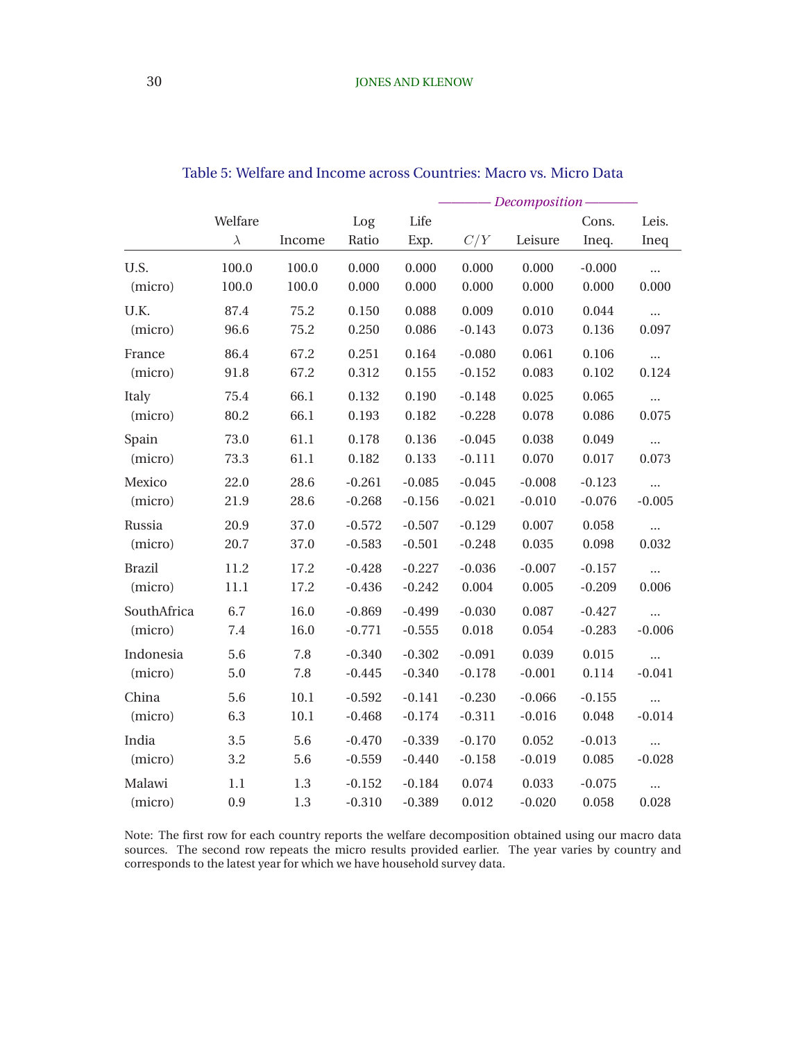Table 5: Welfare and Income across Countries: Macro vs. Micro Data

| | Welfare | | Log | Life | *Decomposition* | | | |
|---|---|---|---|---|---|---|---|---|
| | $\lambda$ | Income | Ratio | Exp. | $C/Y$ | Leisure | Cons. Ineq. | Leis. Ineq |
| U.S. | 100.0 | 100.0 | 0.000 | 0.000 | 0.000 | 0.000 | -0.000 | ... |
| (micro) | 100.0 | 100.0 | 0.000 | 0.000 | 0.000 | 0.000 | 0.000 | 0.000 |
| U.K. | 87.4 | 75.2 | 0.150 | 0.088 | 0.009 | 0.010 | 0.044 | ... |
| (micro) | 96.6 | 75.2 | 0.250 | 0.086 | -0.143 | 0.073 | 0.136 | 0.097 |
| France | 86.4 | 67.2 | 0.251 | 0.164 | -0.080 | 0.061 | 0.106 | ... |
| (micro) | 91.8 | 67.2 | 0.312 | 0.155 | -0.152 | 0.083 | 0.102 | 0.124 |
| Italy | 75.4 | 66.1 | 0.132 | 0.190 | -0.148 | 0.025 | 0.065 | ... |
| (micro) | 80.2 | 66.1 | 0.193 | 0.182 | -0.228 | 0.078 | 0.086 | 0.075 |
| Spain | 73.0 | 61.1 | 0.178 | 0.136 | -0.045 | 0.038 | 0.049 | ... |
| (micro) | 73.3 | 61.1 | 0.182 | 0.133 | -0.111 | 0.070 | 0.017 | 0.073 |
| Mexico | 22.0 | 28.6 | -0.261 | -0.085 | -0.045 | -0.008 | -0.123 | ... |
| (micro) | 21.9 | 28.6 | -0.268 | -0.156 | -0.021 | -0.010 | -0.076 | -0.005 |
| Russia | 20.9 | 37.0 | -0.572 | -0.507 | -0.129 | 0.007 | 0.058 | ... |
| (micro) | 20.7 | 37.0 | -0.583 | -0.501 | -0.248 | 0.035 | 0.098 | 0.032 |
| Brazil | 11.2 | 17.2 | -0.428 | -0.227 | -0.036 | -0.007 | -0.157 | ... |
| (micro) | 11.1 | 17.2 | -0.436 | -0.242 | 0.004 | 0.005 | -0.209 | 0.006 |
| SouthAfrica | 6.7 | 16.0 | -0.869 | -0.499 | -0.030 | 0.087 | -0.427 | ... |
| (micro) | 7.4 | 16.0 | -0.771 | -0.555 | 0.018 | 0.054 | -0.283 | -0.006 |
| Indonesia | 5.6 | 7.8 | -0.340 | -0.302 | -0.091 | 0.039 | 0.015 | ... |
| (micro) | 5.0 | 7.8 | -0.445 | -0.340 | -0.178 | -0.001 | 0.114 | -0.041 |
| China | 5.6 | 10.1 | -0.592 | -0.141 | -0.230 | -0.066 | -0.155 | ... |
| (micro) | 6.3 | 10.1 | -0.468 | -0.174 | -0.311 | -0.016 | 0.048 | -0.014 |
| India | 3.5 | 5.6 | -0.470 | -0.339 | -0.170 | 0.052 | -0.013 | ... |
| (micro) | 3.2 | 5.6 | -0.559 | -0.440 | -0.158 | -0.019 | 0.085 | -0.028 |
| Malawi | 1.1 | 1.3 | -0.152 | -0.184 | 0.074 | 0.033 | -0.075 | ... |
| (micro) | 0.9 | 1.3 | -0.310 | -0.389 | 0.012 | -0.020 | 0.058 | 0.028 |

Note: The first row for each country reports the welfare decomposition obtained using our macro data sources. The second row repeats the micro results provided earlier. The year varies by country and corresponds to the latest year for which we have household survey data.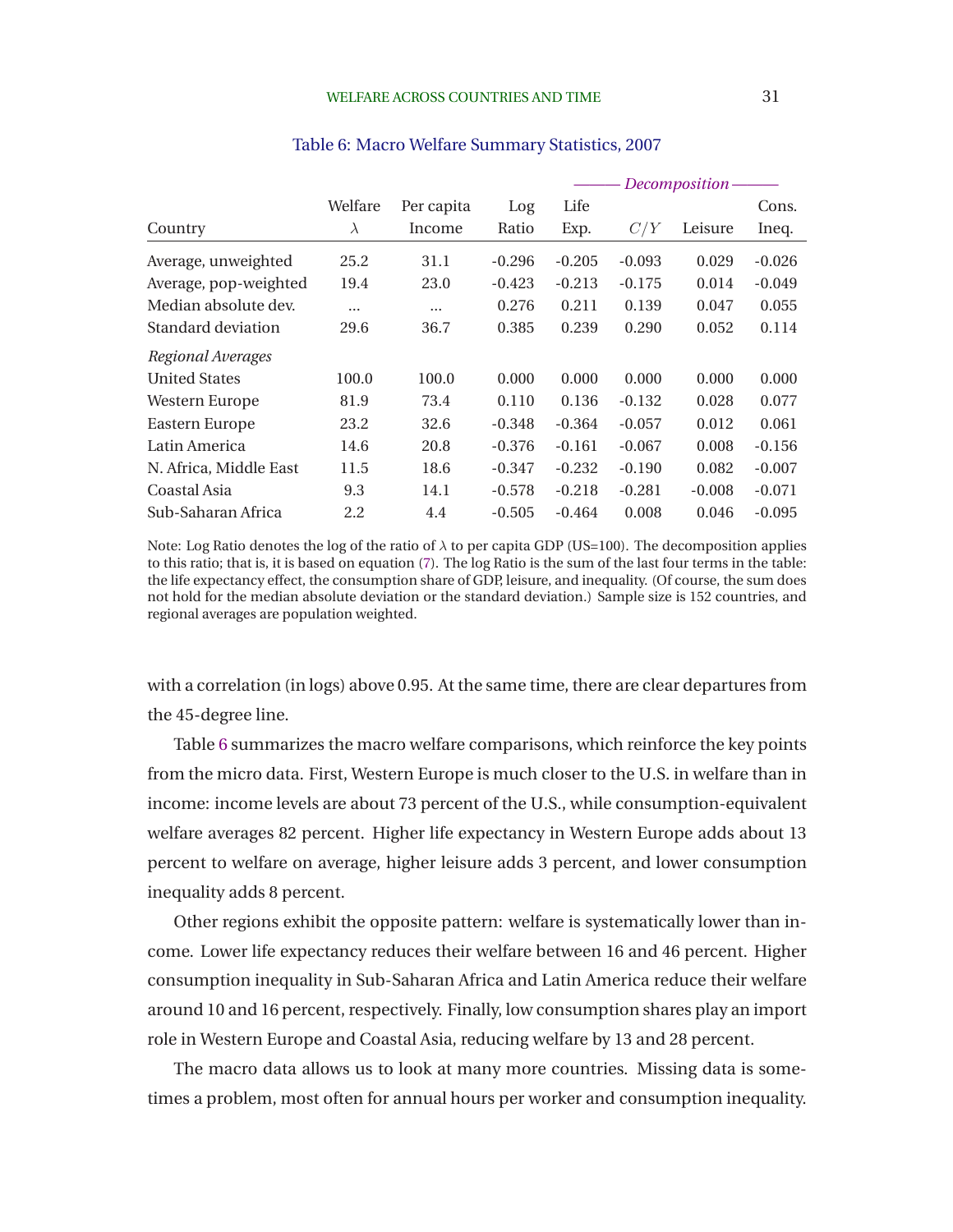Table 6: Macro Welfare Summary Statistics, 2007

| Country | Welfare $\lambda$ | Per capita Income | Log Ratio | *Decomposition* Life Exp. | $C/Y$ | Leisure | Cons. Ineq. |
|---|---|---|---|---|---|---|---|
| Average, unweighted | 25.2 | 31.1 | -0.296 | -0.205 | -0.093 | 0.029 | -0.026 |
| Average, pop-weighted | 19.4 | 23.0 | -0.423 | -0.213 | -0.175 | 0.014 | -0.049 |
| Median absolute dev. | ... | ... | 0.276 | 0.211 | 0.139 | 0.047 | 0.055 |
| Standard deviation | 29.6 | 36.7 | 0.385 | 0.239 | 0.290 | 0.052 | 0.114 |
| *Regional Averages* | | | | | | | |
| United States | 100.0 | 100.0 | 0.000 | 0.000 | 0.000 | 0.000 | 0.000 |
| Western Europe | 81.9 | 73.4 | 0.110 | 0.136 | -0.132 | 0.028 | 0.077 |
| Eastern Europe | 23.2 | 32.6 | -0.348 | -0.364 | -0.057 | 0.012 | 0.061 |
| Latin America | 14.6 | 20.8 | -0.376 | -0.161 | -0.067 | 0.008 | -0.156 |
| N. Africa, Middle East | 11.5 | 18.6 | -0.347 | -0.232 | -0.190 | 0.082 | -0.007 |
| Coastal Asia | 9.3 | 14.1 | -0.578 | -0.218 | -0.281 | -0.008 | -0.071 |
| Sub-Saharan Africa | 2.2 | 4.4 | -0.505 | -0.464 | 0.008 | 0.046 | -0.095 |

Note: Log Ratio denotes the log of the ratio of $\lambda$ to per capita GDP (US=100). The decomposition applies to this ratio; that is, it is based on equation (7). The log Ratio is the sum of the last four terms in the table: the life expectancy effect, the consumption share of GDP, leisure, and inequality. (Of course, the sum does not hold for the median absolute deviation or the standard deviation.) Sample size is 152 countries, and regional averages are population weighted.

with a correlation (in logs) above 0.95. At the same time, there are clear departures from the 45-degree line.

Table 6 summarizes the macro welfare comparisons, which reinforce the key points from the micro data. First, Western Europe is much closer to the U.S. in welfare than in income: income levels are about 73 percent of the U.S., while consumption-equivalent welfare averages 82 percent. Higher life expectancy in Western Europe adds about 13 percent to welfare on average, higher leisure adds 3 percent, and lower consumption inequality adds 8 percent.

Other regions exhibit the opposite pattern: welfare is systematically lower than income. Lower life expectancy reduces their welfare between 16 and 46 percent. Higher consumption inequality in Sub-Saharan Africa and Latin America reduce their welfare around 10 and 16 percent, respectively. Finally, low consumption shares play an import role in Western Europe and Coastal Asia, reducing welfare by 13 and 28 percent.

The macro data allows us to look at many more countries. Missing data is sometimes a problem, most often for annual hours per worker and consumption inequality.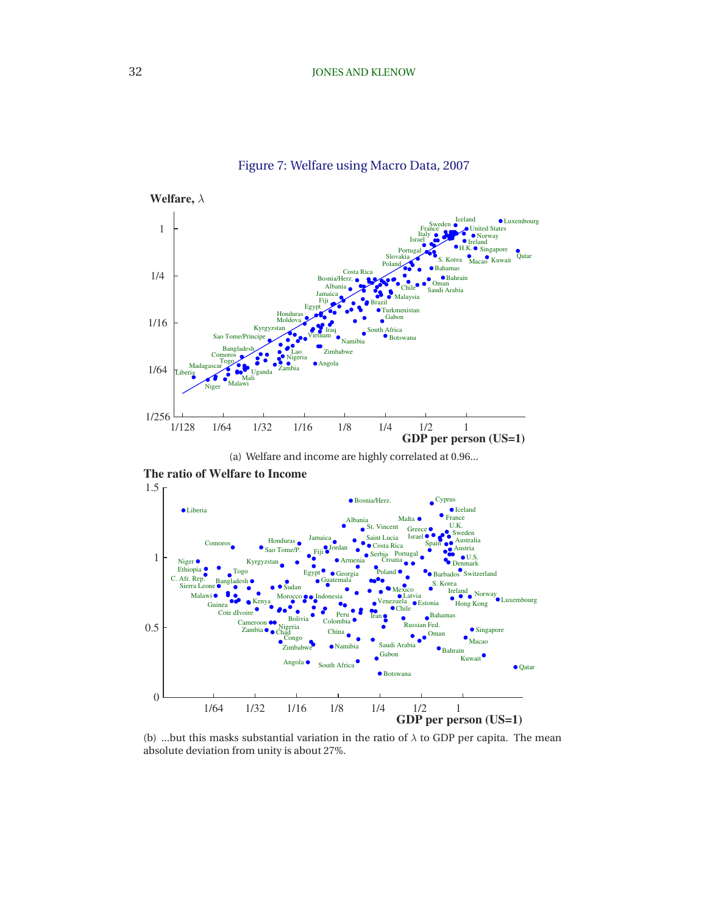Figure 7: Welfare using Macro Data, 2007

(a) Welfare and income are highly correlated at 0.96...

(b) ...but this masks substantial variation in the ratio of $\lambda$ to GDP per capita. The mean absolute deviation from unity is about 27%.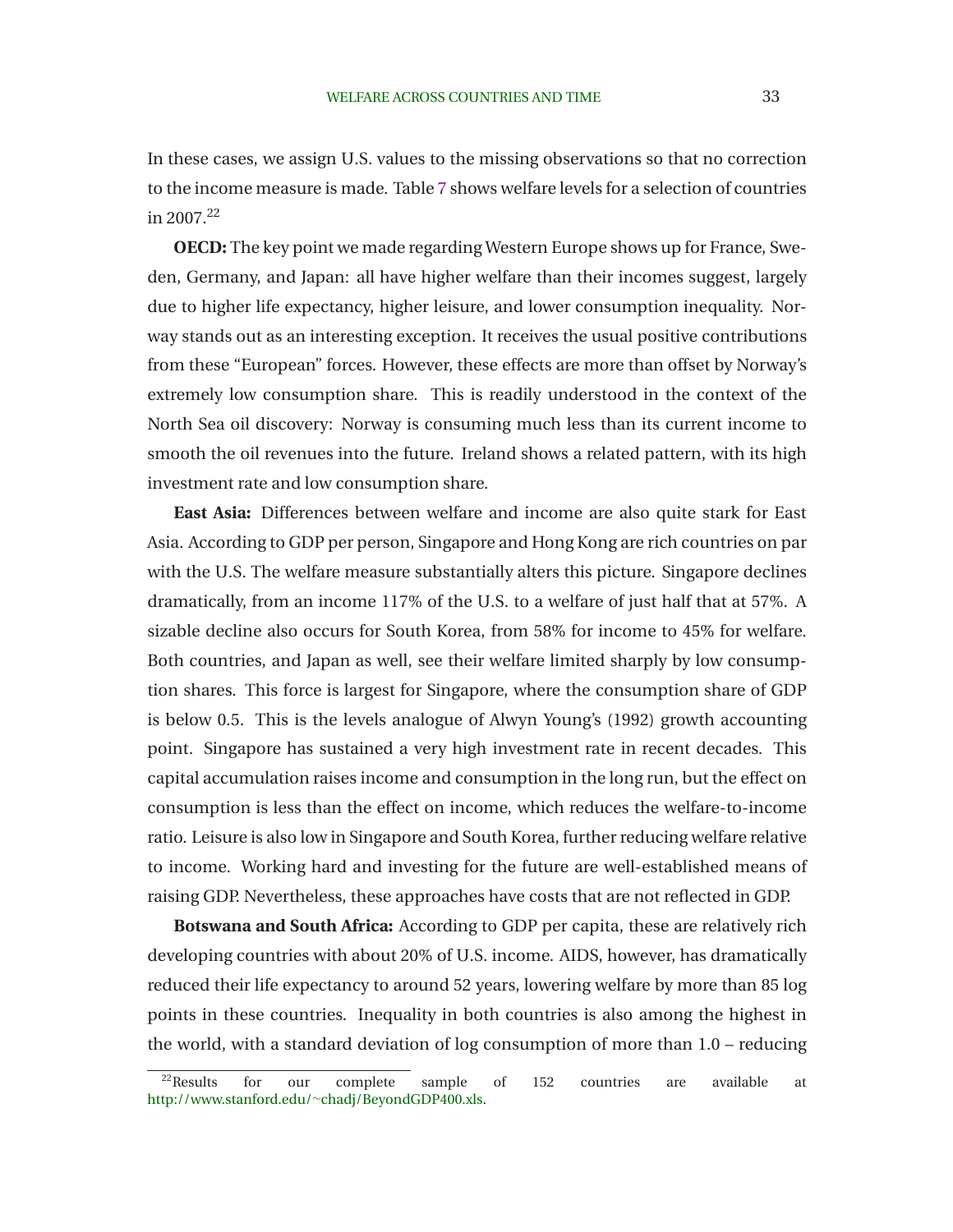In these cases, we assign U.S. values to the missing observations so that no correction to the income measure is made. Table 7 shows welfare levels for a selection of countries in 2007.[22]

**OECD:** The key point we made regarding Western Europe shows up for France, Sweden, Germany, and Japan: all have higher welfare than their incomes suggest, largely due to higher life expectancy, higher leisure, and lower consumption inequality. Norway stands out as an interesting exception. It receives the usual positive contributions from these "European" forces. However, these effects are more than offset by Norway's extremely low consumption share. This is readily understood in the context of the North Sea oil discovery: Norway is consuming much less than its current income to smooth the oil revenues into the future. Ireland shows a related pattern, with its high investment rate and low consumption share.

**East Asia:** Differences between welfare and income are also quite stark for East Asia. According to GDP per person, Singapore and Hong Kong are rich countries on par with the U.S. The welfare measure substantially alters this picture. Singapore declines dramatically, from an income 117% of the U.S. to a welfare of just half that at 57%. A sizable decline also occurs for South Korea, from 58% for income to 45% for welfare. Both countries, and Japan as well, see their welfare limited sharply by low consumption shares. This force is largest for Singapore, where the consumption share of GDP is below 0.5. This is the levels analogue of Alwyn Young's (1992) growth accounting point. Singapore has sustained a very high investment rate in recent decades. This capital accumulation raises income and consumption in the long run, but the effect on consumption is less than the effect on income, which reduces the welfare-to-income ratio. Leisure is also low in Singapore and South Korea, further reducing welfare relative to income. Working hard and investing for the future are well-established means of raising GDP. Nevertheless, these approaches have costs that are not reflected in GDP.

**Botswana and South Africa:** According to GDP per capita, these are relatively rich developing countries with about 20% of U.S. income. AIDS, however, has dramatically reduced their life expectancy to around 52 years, lowering welfare by more than 85 log points in these countries. Inequality in both countries is also among the highest in the world, with a standard deviation of log consumption of more than 1.0 – reducing

[22] Results for our complete sample of 152 countries are available at http://www.stanford.edu/~chadj/BeyondGDP400.xls.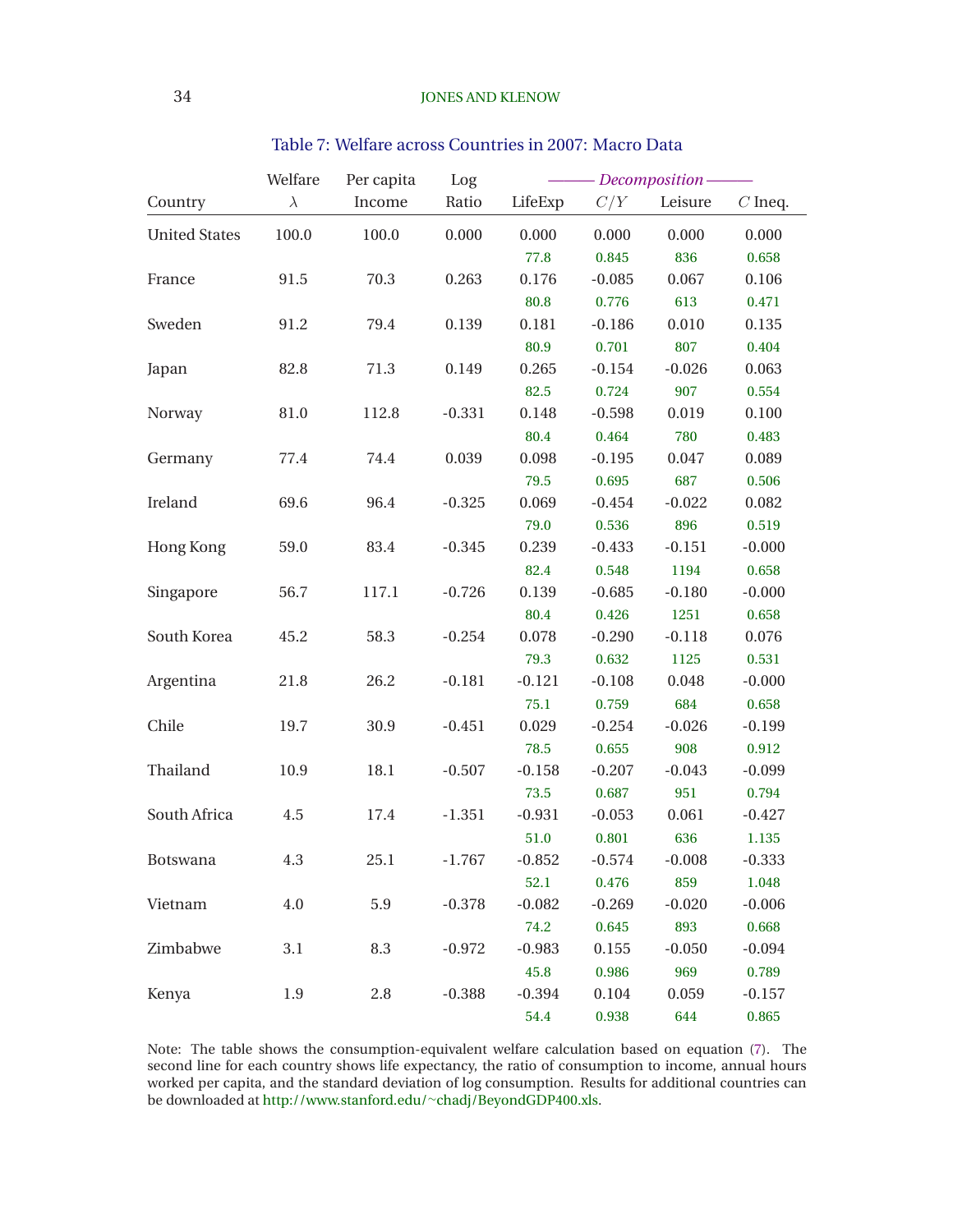## Table 7: Welfare across Countries in 2007: Macro Data

| Country | Welfare $\lambda$ | Per capita Income | Log Ratio | *Decomposition* LifeExp | $C/Y$ | Leisure | $C$ Ineq. |
|---|---|---|---|---|---|---|---|
| United States | 100.0 | 100.0 | 0.000 | 0.000 | 0.000 | 0.000 | 0.000 |
| | | | | 77.8 | 0.845 | 836 | 0.658 |
| France | 91.5 | 70.3 | 0.263 | 0.176 | -0.085 | 0.067 | 0.106 |
| | | | | 80.8 | 0.776 | 613 | 0.471 |
| Sweden | 91.2 | 79.4 | 0.139 | 0.181 | -0.186 | 0.010 | 0.135 |
| | | | | 80.9 | 0.701 | 807 | 0.404 |
| Japan | 82.8 | 71.3 | 0.149 | 0.265 | -0.154 | -0.026 | 0.063 |
| | | | | 82.5 | 0.724 | 907 | 0.554 |
| Norway | 81.0 | 112.8 | -0.331 | 0.148 | -0.598 | 0.019 | 0.100 |
| | | | | 80.4 | 0.464 | 780 | 0.483 |
| Germany | 77.4 | 74.4 | 0.039 | 0.098 | -0.195 | 0.047 | 0.089 |
| | | | | 79.5 | 0.695 | 687 | 0.506 |
| Ireland | 69.6 | 96.4 | -0.325 | 0.069 | -0.454 | -0.022 | 0.082 |
| | | | | 79.0 | 0.536 | 896 | 0.519 |
| Hong Kong | 59.0 | 83.4 | -0.345 | 0.239 | -0.433 | -0.151 | -0.000 |
| | | | | 82.4 | 0.548 | 1194 | 0.658 |
| Singapore | 56.7 | 117.1 | -0.726 | 0.139 | -0.685 | -0.180 | -0.000 |
| | | | | 80.4 | 0.426 | 1251 | 0.658 |
| South Korea | 45.2 | 58.3 | -0.254 | 0.078 | -0.290 | -0.118 | 0.076 |
| | | | | 79.3 | 0.632 | 1125 | 0.531 |
| Argentina | 21.8 | 26.2 | -0.181 | -0.121 | -0.108 | 0.048 | -0.000 |
| | | | | 75.1 | 0.759 | 684 | 0.658 |
| Chile | 19.7 | 30.9 | -0.451 | 0.029 | -0.254 | -0.026 | -0.199 |
| | | | | 78.5 | 0.655 | 908 | 0.912 |
| Thailand | 10.9 | 18.1 | -0.507 | -0.158 | -0.207 | -0.043 | -0.099 |
| | | | | 73.5 | 0.687 | 951 | 0.794 |
| South Africa | 4.5 | 17.4 | -1.351 | -0.931 | -0.053 | 0.061 | -0.427 |
| | | | | 51.0 | 0.801 | 636 | 1.135 |
| Botswana | 4.3 | 25.1 | -1.767 | -0.852 | -0.574 | -0.008 | -0.333 |
| | | | | 52.1 | 0.476 | 859 | 1.048 |
| Vietnam | 4.0 | 5.9 | -0.378 | -0.082 | -0.269 | -0.020 | -0.006 |
| | | | | 74.2 | 0.645 | 893 | 0.668 |
| Zimbabwe | 3.1 | 8.3 | -0.972 | -0.983 | 0.155 | -0.050 | -0.094 |
| | | | | 45.8 | 0.986 | 969 | 0.789 |
| Kenya | 1.9 | 2.8 | -0.388 | -0.394 | 0.104 | 0.059 | -0.157 |
| | | | | 54.4 | 0.938 | 644 | 0.865 |

Note: The table shows the consumption-equivalent welfare calculation based on equation (7). The second line for each country shows life expectancy, the ratio of consumption to income, annual hours worked per capita, and the standard deviation of log consumption. Results for additional countries can be downloaded at http://www.stanford.edu/~chadj/BeyondGDP400.xls.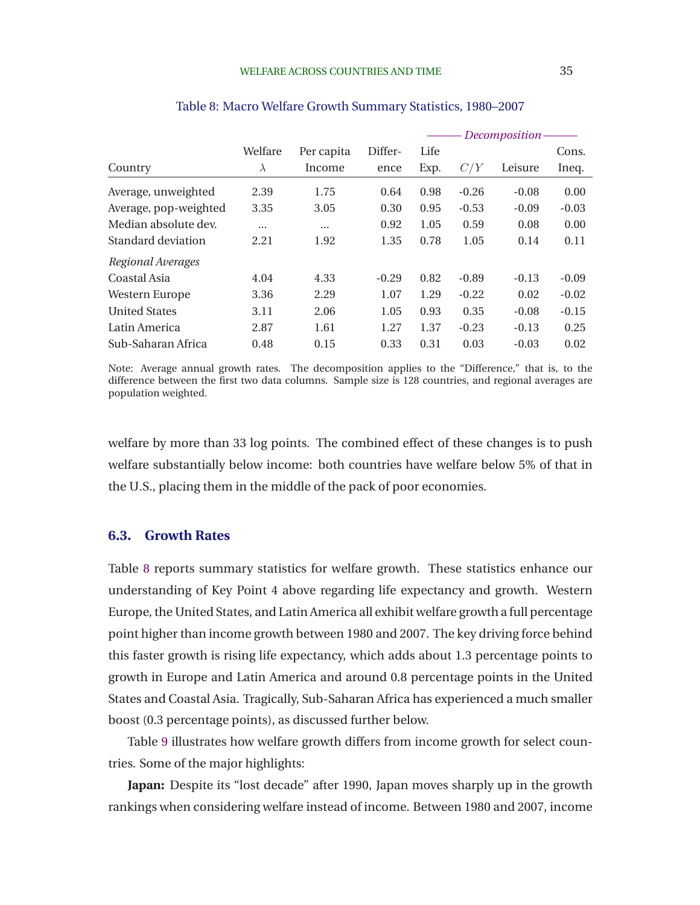Table 8: Macro Welfare Growth Summary Statistics, 1980–2007

| Country | Welfare $\lambda$ | Per capita Income | Differ-ence | *Decomposition* Life Exp. | $C/Y$ | Leisure | Cons. Ineq. |
|---|---|---|---|---|---|---|---|
| Average, unweighted | 2.39 | 1.75 | 0.64 | 0.98 | -0.26 | -0.08 | 0.00 |
| Average, pop-weighted | 3.35 | 3.05 | 0.30 | 0.95 | -0.53 | -0.09 | -0.03 |
| Median absolute dev. | ... | ... | 0.92 | 1.05 | 0.59 | 0.08 | 0.00 |
| Standard deviation | 2.21 | 1.92 | 1.35 | 0.78 | 1.05 | 0.14 | 0.11 |
| *Regional Averages* | | | | | | | |
| Coastal Asia | 4.04 | 4.33 | -0.29 | 0.82 | -0.89 | -0.13 | -0.09 |
| Western Europe | 3.36 | 2.29 | 1.07 | 1.29 | -0.22 | 0.02 | -0.02 |
| United States | 3.11 | 2.06 | 1.05 | 0.93 | 0.35 | -0.08 | -0.15 |
| Latin America | 2.87 | 1.61 | 1.27 | 1.37 | -0.23 | -0.13 | 0.25 |
| Sub-Saharan Africa | 0.48 | 0.15 | 0.33 | 0.31 | 0.03 | -0.03 | 0.02 |

Note: Average annual growth rates. The decomposition applies to the "Difference," that is, to the difference between the first two data columns. Sample size is 128 countries, and regional averages are population weighted.

welfare by more than 33 log points. The combined effect of these changes is to push welfare substantially below income: both countries have welfare below 5% of that in the U.S., placing them in the middle of the pack of poor economies.

## 6.3. Growth Rates

Table 8 reports summary statistics for welfare growth. These statistics enhance our understanding of Key Point 4 above regarding life expectancy and growth. Western Europe, the United States, and Latin America all exhibit welfare growth a full percentage point higher than income growth between 1980 and 2007. The key driving force behind this faster growth is rising life expectancy, which adds about 1.3 percentage points to growth in Europe and Latin America and around 0.8 percentage points in the United States and Coastal Asia. Tragically, Sub-Saharan Africa has experienced a much smaller boost (0.3 percentage points), as discussed further below.

Table 9 illustrates how welfare growth differs from income growth for select countries. Some of the major highlights:

**Japan:** Despite its "lost decade" after 1990, Japan moves sharply up in the growth rankings when considering welfare instead of income. Between 1980 and 2007, income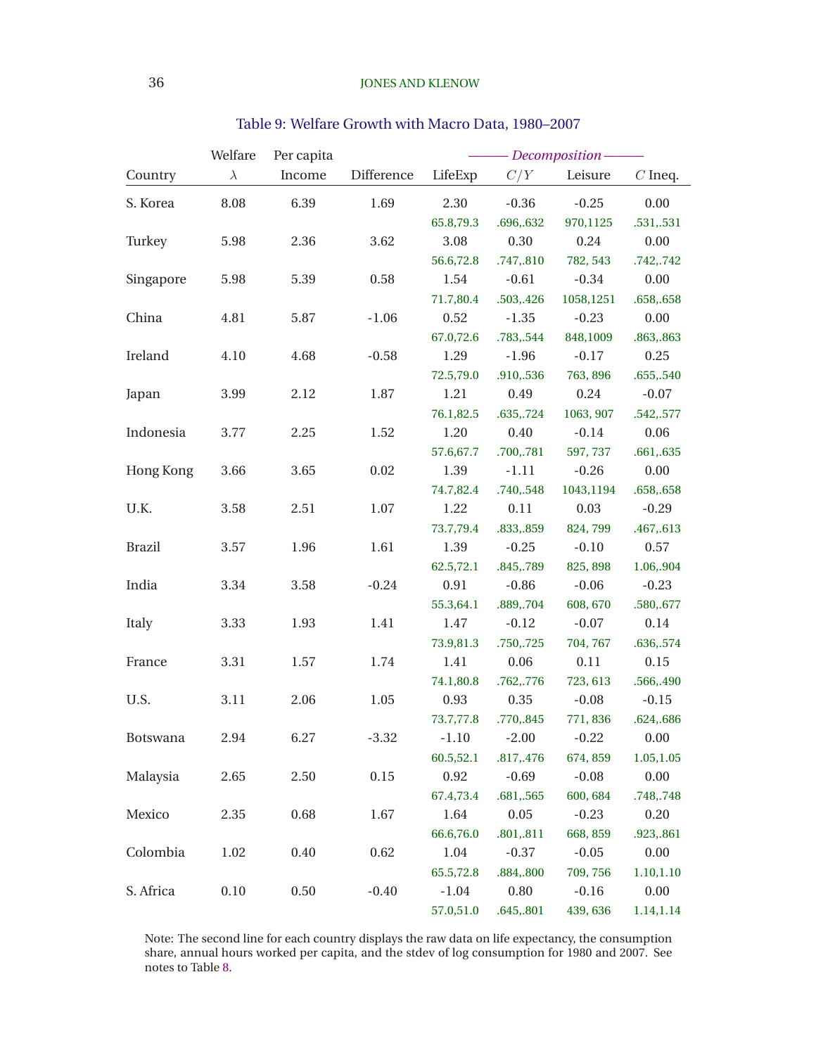Table 9: Welfare Growth with Macro Data, 1980–2007

| Country | Welfare $\lambda$ | Per capita Income | Difference | *Decomposition* LifeExp | $C/Y$ | Leisure | $C$ Ineq. |
|---|---|---|---|---|---|---|---|
| S. Korea | 8.08 | 6.39 | 1.69 | 2.30 | -0.36 | -0.25 | 0.00 |
| | | | | 65.8,79.3 | .696,.632 | 970,1125 | .531,.531 |
| Turkey | 5.98 | 2.36 | 3.62 | 3.08 | 0.30 | 0.24 | 0.00 |
| | | | | 56.6,72.8 | .747,.810 | 782, 543 | .742,.742 |
| Singapore | 5.98 | 5.39 | 0.58 | 1.54 | -0.61 | -0.34 | 0.00 |
| | | | | 71.7,80.4 | .503,.426 | 1058,1251 | .658,.658 |
| China | 4.81 | 5.87 | -1.06 | 0.52 | -1.35 | -0.23 | 0.00 |
| | | | | 67.0,72.6 | .783,.544 | 848,1009 | .863,.863 |
| Ireland | 4.10 | 4.68 | -0.58 | 1.29 | -1.96 | -0.17 | 0.25 |
| | | | | 72.5,79.0 | .910,.536 | 763, 896 | .655,.540 |
| Japan | 3.99 | 2.12 | 1.87 | 1.21 | 0.49 | 0.24 | -0.07 |
| | | | | 76.1,82.5 | .635,.724 | 1063, 907 | .542,.577 |
| Indonesia | 3.77 | 2.25 | 1.52 | 1.20 | 0.40 | -0.14 | 0.06 |
| | | | | 57.6,67.7 | .700,.781 | 597, 737 | .661,.635 |
| Hong Kong | 3.66 | 3.65 | 0.02 | 1.39 | -1.11 | -0.26 | 0.00 |
| | | | | 74.7,82.4 | .740,.548 | 1043,1194 | .658,.658 |
| U.K. | 3.58 | 2.51 | 1.07 | 1.22 | 0.11 | 0.03 | -0.29 |
| | | | | 73.7,79.4 | .833,.859 | 824, 799 | .467,.613 |
| Brazil | 3.57 | 1.96 | 1.61 | 1.39 | -0.25 | -0.10 | 0.57 |
| | | | | 62.5,72.1 | .845,.789 | 825, 898 | 1.06,.904 |
| India | 3.34 | 3.58 | -0.24 | 0.91 | -0.86 | -0.06 | -0.23 |
| | | | | 55.3,64.1 | .889,.704 | 608, 670 | .580,.677 |
| Italy | 3.33 | 1.93 | 1.41 | 1.47 | -0.12 | -0.07 | 0.14 |
| | | | | 73.9,81.3 | .750,.725 | 704, 767 | .636,.574 |
| France | 3.31 | 1.57 | 1.74 | 1.41 | 0.06 | 0.11 | 0.15 |
| | | | | 74.1,80.8 | .762,.776 | 723, 613 | .566,.490 |
| U.S. | 3.11 | 2.06 | 1.05 | 0.93 | 0.35 | -0.08 | -0.15 |
| | | | | 73.7,77.8 | .770,.845 | 771, 836 | .624,.686 |
| Botswana | 2.94 | 6.27 | -3.32 | -1.10 | -2.00 | -0.22 | 0.00 |
| | | | | 60.5,52.1 | .817,.476 | 674, 859 | 1.05,1.05 |
| Malaysia | 2.65 | 2.50 | 0.15 | 0.92 | -0.69 | -0.08 | 0.00 |
| | | | | 67.4,73.4 | .681,.565 | 600, 684 | .748,.748 |
| Mexico | 2.35 | 0.68 | 1.67 | 1.64 | 0.05 | -0.23 | 0.20 |
| | | | | 66.6,76.0 | .801,.811 | 668, 859 | .923,.861 |
| Colombia | 1.02 | 0.40 | 0.62 | 1.04 | -0.37 | -0.05 | 0.00 |
| | | | | 65.5,72.8 | .884,.800 | 709, 756 | 1.10,1.10 |
| S. Africa | 0.10 | 0.50 | -0.40 | -1.04 | 0.80 | -0.16 | 0.00 |
| | | | | 57.0,51.0 | .645,.801 | 439, 636 | 1.14,1.14 |

Note: The second line for each country displays the raw data on life expectancy, the consumption share, annual hours worked per capita, and the stdev of log consumption for 1980 and 2007. See notes to Table 8.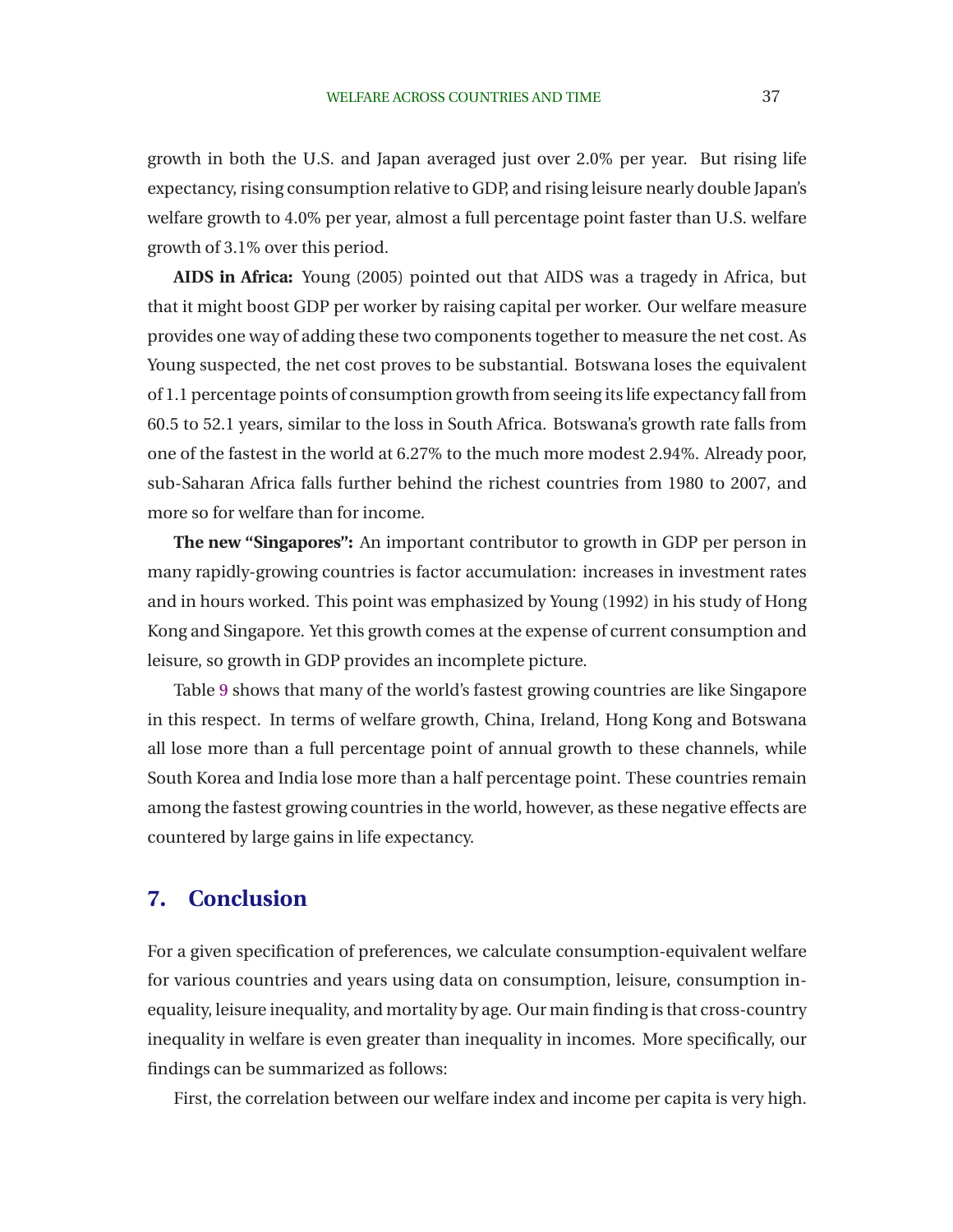growth in both the U.S. and Japan averaged just over 2.0% per year. But rising life expectancy, rising consumption relative to GDP, and rising leisure nearly double Japan's welfare growth to 4.0% per year, almost a full percentage point faster than U.S. welfare growth of 3.1% over this period.

**AIDS in Africa:** Young (2005) pointed out that AIDS was a tragedy in Africa, but that it might boost GDP per worker by raising capital per worker. Our welfare measure provides one way of adding these two components together to measure the net cost. As Young suspected, the net cost proves to be substantial. Botswana loses the equivalent of 1.1 percentage points of consumption growth from seeing its life expectancy fall from 60.5 to 52.1 years, similar to the loss in South Africa. Botswana's growth rate falls from one of the fastest in the world at 6.27% to the much more modest 2.94%. Already poor, sub-Saharan Africa falls further behind the richest countries from 1980 to 2007, and more so for welfare than for income.

**The new "Singapores":** An important contributor to growth in GDP per person in many rapidly-growing countries is factor accumulation: increases in investment rates and in hours worked. This point was emphasized by Young (1992) in his study of Hong Kong and Singapore. Yet this growth comes at the expense of current consumption and leisure, so growth in GDP provides an incomplete picture.

Table 9 shows that many of the world's fastest growing countries are like Singapore in this respect. In terms of welfare growth, China, Ireland, Hong Kong and Botswana all lose more than a full percentage point of annual growth to these channels, while South Korea and India lose more than a half percentage point. These countries remain among the fastest growing countries in the world, however, as these negative effects are countered by large gains in life expectancy.

## 7. Conclusion

For a given specification of preferences, we calculate consumption-equivalent welfare for various countries and years using data on consumption, leisure, consumption inequality, leisure inequality, and mortality by age. Our main finding is that cross-country inequality in welfare is even greater than inequality in incomes. More specifically, our findings can be summarized as follows:

First, the correlation between our welfare index and income per capita is very high.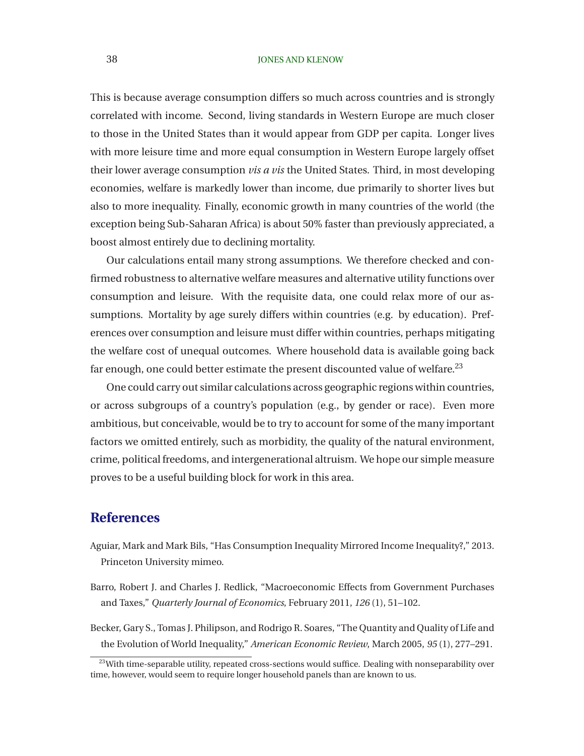This is because average consumption differs so much across countries and is strongly correlated with income. Second, living standards in Western Europe are much closer to those in the United States than it would appear from GDP per capita. Longer lives with more leisure time and more equal consumption in Western Europe largely offset their lower average consumption *vis a vis* the United States. Third, in most developing economies, welfare is markedly lower than income, due primarily to shorter lives but also to more inequality. Finally, economic growth in many countries of the world (the exception being Sub-Saharan Africa) is about 50% faster than previously appreciated, a boost almost entirely due to declining mortality.

Our calculations entail many strong assumptions. We therefore checked and confirmed robustness to alternative welfare measures and alternative utility functions over consumption and leisure. With the requisite data, one could relax more of our assumptions. Mortality by age surely differs within countries (e.g. by education). Preferences over consumption and leisure must differ within countries, perhaps mitigating the welfare cost of unequal outcomes. Where household data is available going back far enough, one could better estimate the present discounted value of welfare.[23]

One could carry out similar calculations across geographic regions within countries, or across subgroups of a country's population (e.g., by gender or race). Even more ambitious, but conceivable, would be to try to account for some of the many important factors we omitted entirely, such as morbidity, the quality of the natural environment, crime, political freedoms, and intergenerational altruism. We hope our simple measure proves to be a useful building block for work in this area.

## References

Aguiar, Mark and Mark Bils, "Has Consumption Inequality Mirrored Income Inequality?," 2013. Princeton University mimeo.

Barro, Robert J. and Charles J. Redlick, "Macroeconomic Effects from Government Purchases and Taxes," *Quarterly Journal of Economics*, February 2011, *126* (1), 51–102.

Becker, Gary S., Tomas J. Philipson, and Rodrigo R. Soares, "The Quantity and Quality of Life and the Evolution of World Inequality," *American Economic Review*, March 2005, *95* (1), 277–291.

[23] With time-separable utility, repeated cross-sections would suffice. Dealing with nonseparability over time, however, would seem to require longer household panels than are known to us.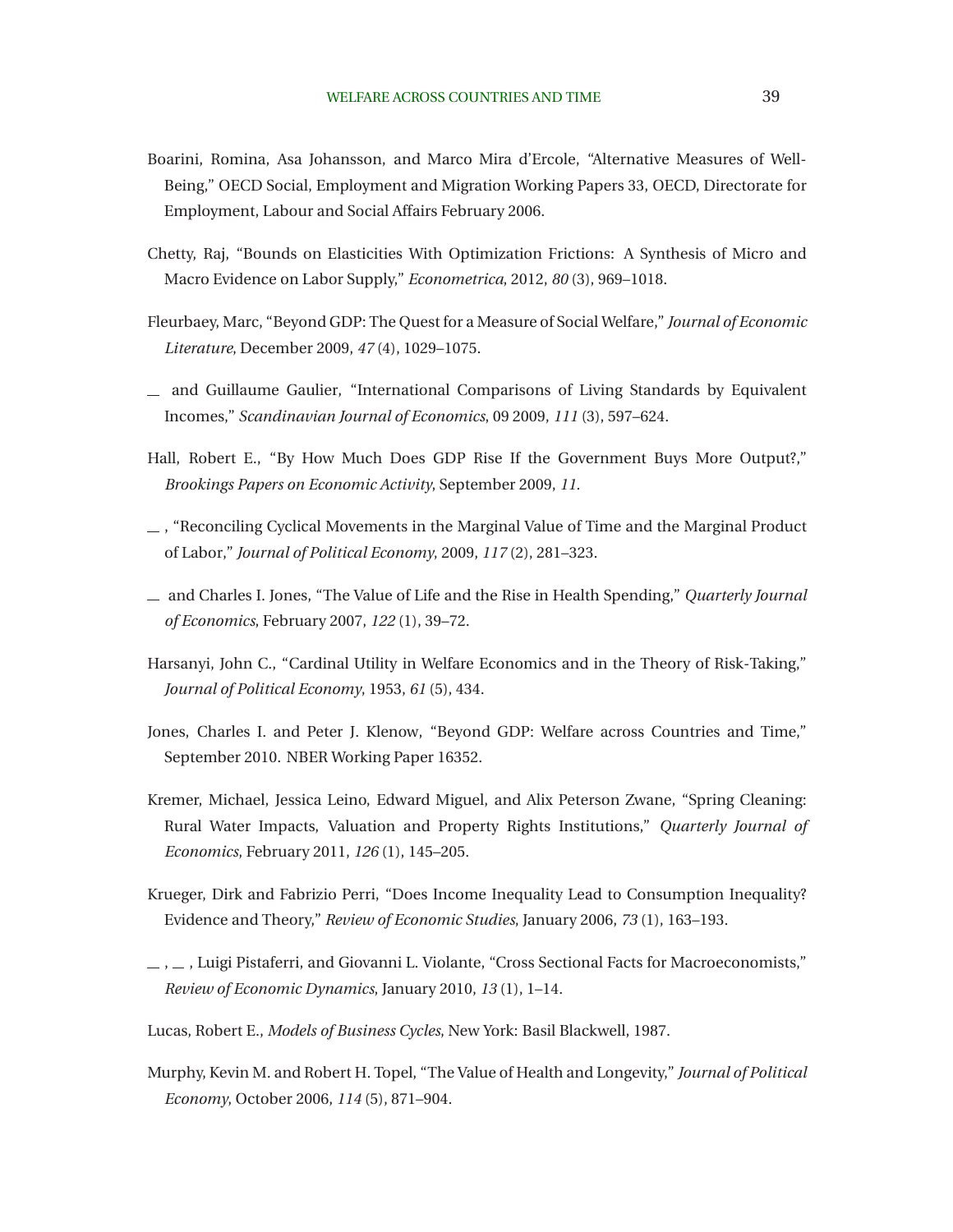Boarini, Romina, Asa Johansson, and Marco Mira d'Ercole, "Alternative Measures of Well-Being," OECD Social, Employment and Migration Working Papers 33, OECD, Directorate for Employment, Labour and Social Affairs February 2006.

Chetty, Raj, "Bounds on Elasticities With Optimization Frictions: A Synthesis of Micro and Macro Evidence on Labor Supply," *Econometrica*, 2012, *80* (3), 969–1018.

Fleurbaey, Marc, "Beyond GDP: The Quest for a Measure of Social Welfare," *Journal of Economic Literature*, December 2009, *47* (4), 1029–1075.

\_ and Guillaume Gaulier, "International Comparisons of Living Standards by Equivalent Incomes," *Scandinavian Journal of Economics*, 09 2009, *111* (3), 597–624.

Hall, Robert E., "By How Much Does GDP Rise If the Government Buys More Output?," *Brookings Papers on Economic Activity*, September 2009, *11.*

\_ , "Reconciling Cyclical Movements in the Marginal Value of Time and the Marginal Product of Labor," *Journal of Political Economy*, 2009, *117* (2), 281–323.

\_ and Charles I. Jones, "The Value of Life and the Rise in Health Spending," *Quarterly Journal of Economics*, February 2007, *122* (1), 39–72.

Harsanyi, John C., "Cardinal Utility in Welfare Economics and in the Theory of Risk-Taking," *Journal of Political Economy*, 1953, *61* (5), 434.

Jones, Charles I. and Peter J. Klenow, "Beyond GDP: Welfare across Countries and Time," September 2010. NBER Working Paper 16352.

Kremer, Michael, Jessica Leino, Edward Miguel, and Alix Peterson Zwane, "Spring Cleaning: Rural Water Impacts, Valuation and Property Rights Institutions," *Quarterly Journal of Economics*, February 2011, *126* (1), 145–205.

Krueger, Dirk and Fabrizio Perri, "Does Income Inequality Lead to Consumption Inequality? Evidence and Theory," *Review of Economic Studies*, January 2006, *73* (1), 163–193.

\_ , \_ , Luigi Pistaferri, and Giovanni L. Violante, "Cross Sectional Facts for Macroeconomists," *Review of Economic Dynamics*, January 2010, *13* (1), 1–14.

Lucas, Robert E., *Models of Business Cycles*, New York: Basil Blackwell, 1987.

Murphy, Kevin M. and Robert H. Topel, "The Value of Health and Longevity," *Journal of Political Economy*, October 2006, *114* (5), 871–904.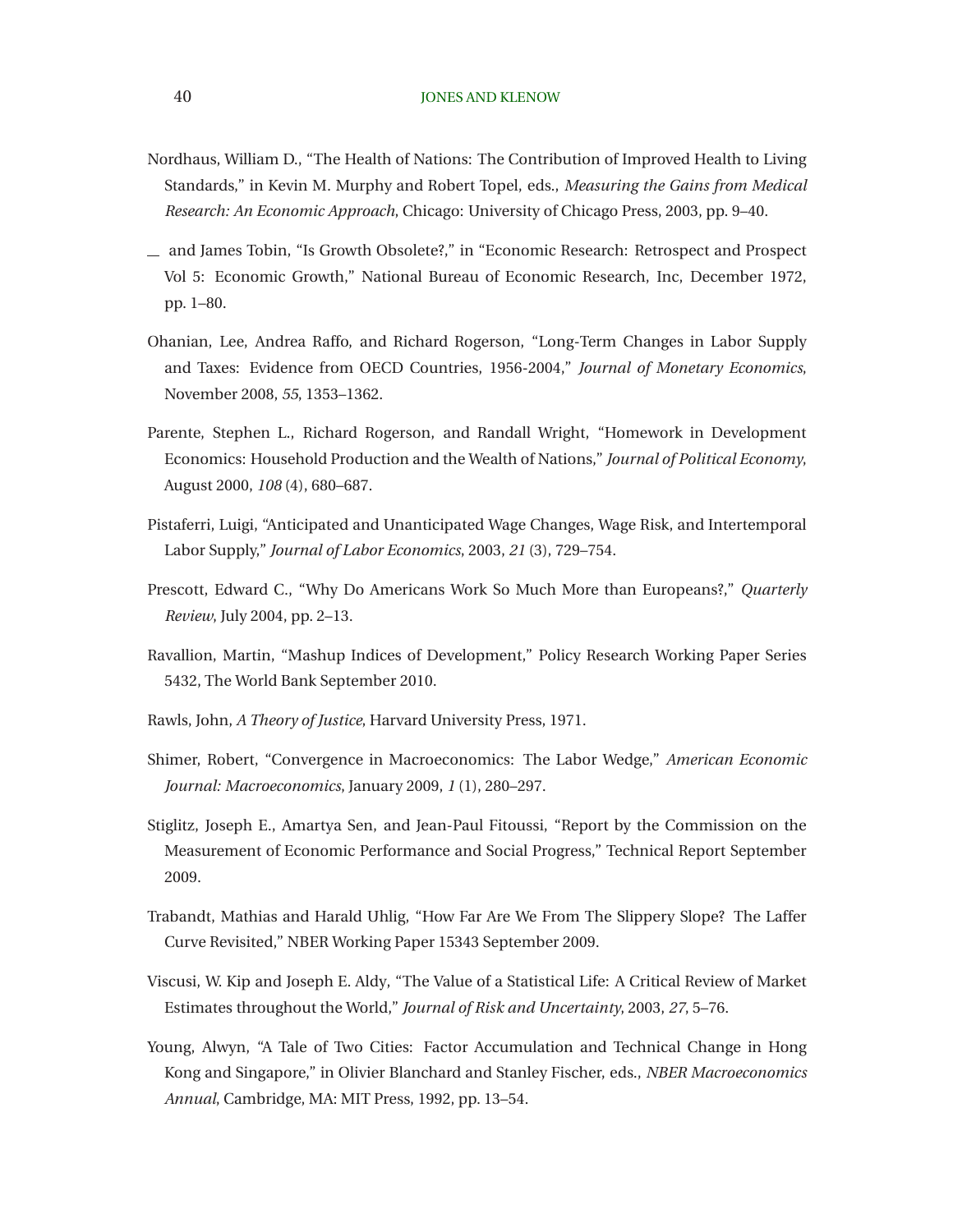Nordhaus, William D., "The Health of Nations: The Contribution of Improved Health to Living Standards," in Kevin M. Murphy and Robert Topel, eds., *Measuring the Gains from Medical Research: An Economic Approach*, Chicago: University of Chicago Press, 2003, pp. 9–40.

\_ and James Tobin, "Is Growth Obsolete?," in "Economic Research: Retrospect and Prospect Vol 5: Economic Growth," National Bureau of Economic Research, Inc, December 1972, pp. 1–80.

Ohanian, Lee, Andrea Raffo, and Richard Rogerson, "Long-Term Changes in Labor Supply and Taxes: Evidence from OECD Countries, 1956-2004," *Journal of Monetary Economics*, November 2008, *55*, 1353–1362.

Parente, Stephen L., Richard Rogerson, and Randall Wright, "Homework in Development Economics: Household Production and the Wealth of Nations," *Journal of Political Economy*, August 2000, *108* (4), 680–687.

Pistaferri, Luigi, "Anticipated and Unanticipated Wage Changes, Wage Risk, and Intertemporal Labor Supply," *Journal of Labor Economics*, 2003, *21* (3), 729–754.

Prescott, Edward C., "Why Do Americans Work So Much More than Europeans?," *Quarterly Review*, July 2004, pp. 2–13.

Ravallion, Martin, "Mashup Indices of Development," Policy Research Working Paper Series 5432, The World Bank September 2010.

Rawls, John, *A Theory of Justice*, Harvard University Press, 1971.

Shimer, Robert, "Convergence in Macroeconomics: The Labor Wedge," *American Economic Journal: Macroeconomics*, January 2009, *1* (1), 280–297.

Stiglitz, Joseph E., Amartya Sen, and Jean-Paul Fitoussi, "Report by the Commission on the Measurement of Economic Performance and Social Progress," Technical Report September 2009.

Trabandt, Mathias and Harald Uhlig, "How Far Are We From The Slippery Slope? The Laffer Curve Revisited," NBER Working Paper 15343 September 2009.

Viscusi, W. Kip and Joseph E. Aldy, "The Value of a Statistical Life: A Critical Review of Market Estimates throughout the World," *Journal of Risk and Uncertainty*, 2003, *27*, 5–76.

Young, Alwyn, "A Tale of Two Cities: Factor Accumulation and Technical Change in Hong Kong and Singapore," in Olivier Blanchard and Stanley Fischer, eds., *NBER Macroeconomics Annual*, Cambridge, MA: MIT Press, 1992, pp. 13–54.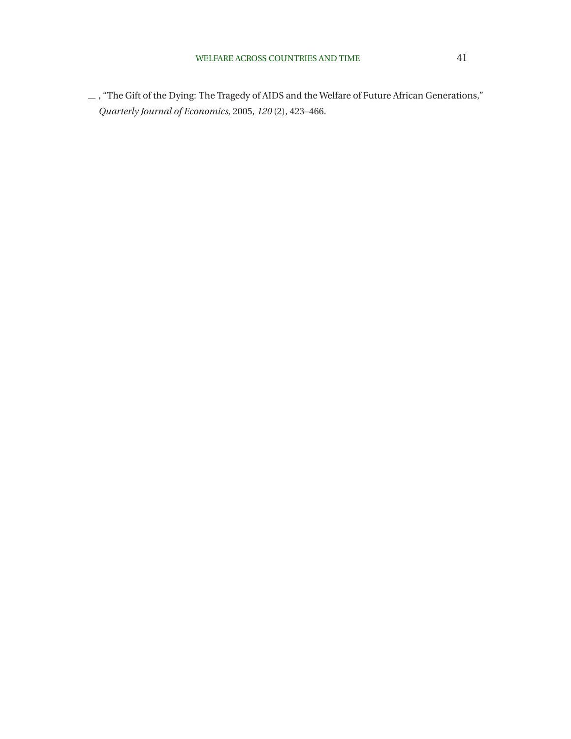_ , "The Gift of the Dying: The Tragedy of AIDS and the Welfare of Future African Generations," *Quarterly Journal of Economics*, 2005, *120* (2), 423–466.